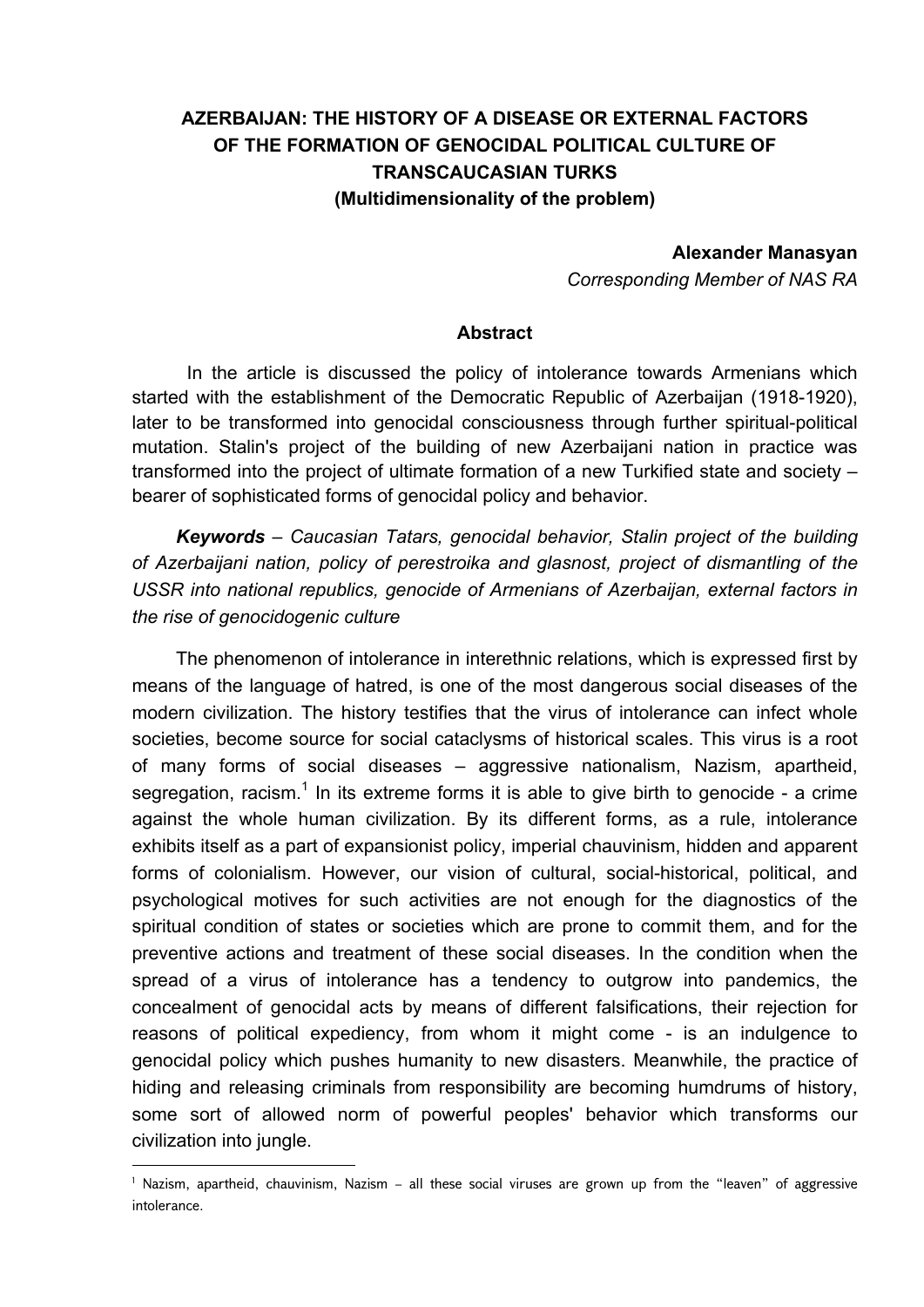# AZERBAIJAN: THE HISTORY OF A DISEASE OR EXTERNAL FACTORS OF THE FORMATION OF GENOCIDAL POLITICAL CULTURE OF TRANSCAUCASIAN TURKS
## (Multidimensionality of the problem)

**Alexander Manasyan**
*Corresponding Member of NAS RA*

### Abstract

In the article is discussed the policy of intolerance towards Armenians which started with the establishment of the Democratic Republic of Azerbaijan (1918-1920), later to be transformed into genocidal consciousness through further spiritual-political mutation. Stalin's project of the building of new Azerbaijani nation in practice was transformed into the project of ultimate formation of a new Turkified state and society – bearer of sophisticated forms of genocidal policy and behavior.

***Keywords*** *– Caucasian Tatars, genocidal behavior, Stalin project of the building of Azerbaijani nation, policy of perestroika and glasnost, project of dismantling of the USSR into national republics, genocide of Armenians of Azerbaijan, external factors in the rise of genocidogenic culture*

The phenomenon of intolerance in interethnic relations, which is expressed first by means of the language of hatred, is one of the most dangerous social diseases of the modern civilization. The history testifies that the virus of intolerance can infect whole societies, become source for social cataclysms of historical scales. This virus is a root of many forms of social diseases – aggressive nationalism, Nazism, apartheid, segregation, racism.[1] In its extreme forms it is able to give birth to genocide - a crime against the whole human civilization. By its different forms, as a rule, intolerance exhibits itself as a part of expansionist policy, imperial chauvinism, hidden and apparent forms of colonialism. However, our vision of cultural, social-historical, political, and psychological motives for such activities are not enough for the diagnostics of the spiritual condition of states or societies which are prone to commit them, and for the preventive actions and treatment of these social diseases. In the condition when the spread of a virus of intolerance has a tendency to outgrow into pandemics, the concealment of genocidal acts by means of different falsifications, their rejection for reasons of political expediency, from whom it might come - is an indulgence to genocidal policy which pushes humanity to new disasters. Meanwhile, the practice of hiding and releasing criminals from responsibility are becoming humdrums of history, some sort of allowed norm of powerful peoples' behavior which transforms our civilization into jungle.

[1] Nazism, apartheid, chauvinism, Nazism – all these social viruses are grown up from the "leaven" of aggressive intolerance.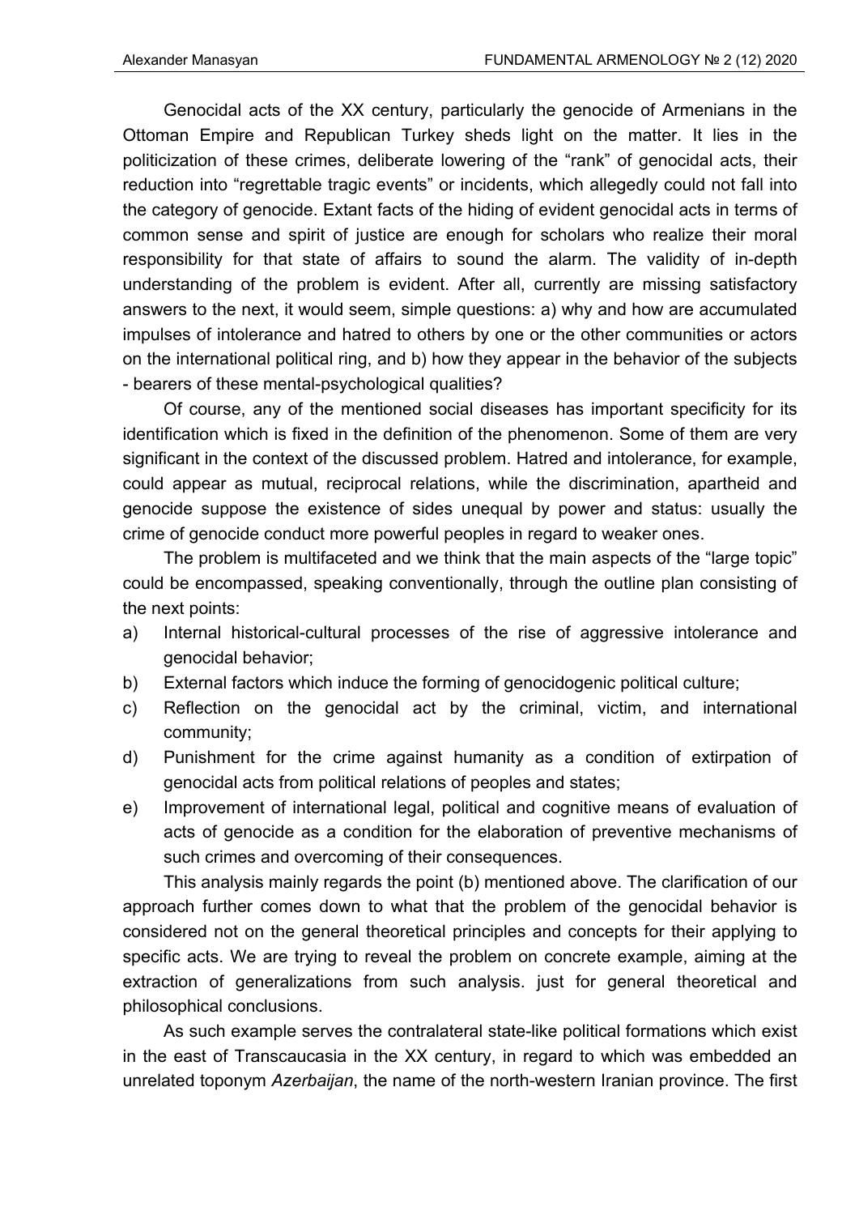Genocidal acts of the XX century, particularly the genocide of Armenians in the Ottoman Empire and Republican Turkey sheds light on the matter. It lies in the politicization of these crimes, deliberate lowering of the "rank" of genocidal acts, their reduction into "regrettable tragic events" or incidents, which allegedly could not fall into the category of genocide. Extant facts of the hiding of evident genocidal acts in terms of common sense and spirit of justice are enough for scholars who realize their moral responsibility for that state of affairs to sound the alarm. The validity of in-depth understanding of the problem is evident. After all, currently are missing satisfactory answers to the next, it would seem, simple questions: a) why and how are accumulated impulses of intolerance and hatred to others by one or the other communities or actors on the international political ring, and b) how they appear in the behavior of the subjects - bearers of these mental-psychological qualities?

Of course, any of the mentioned social diseases has important specificity for its identification which is fixed in the definition of the phenomenon. Some of them are very significant in the context of the discussed problem. Hatred and intolerance, for example, could appear as mutual, reciprocal relations, while the discrimination, apartheid and genocide suppose the existence of sides unequal by power and status: usually the crime of genocide conduct more powerful peoples in regard to weaker ones.

The problem is multifaceted and we think that the main aspects of the "large topic" could be encompassed, speaking conventionally, through the outline plan consisting of the next points:

a) Internal historical-cultural processes of the rise of aggressive intolerance and genocidal behavior;
b) External factors which induce the forming of genocidogenic political culture;
c) Reflection on the genocidal act by the criminal, victim, and international community;
d) Punishment for the crime against humanity as a condition of extirpation of genocidal acts from political relations of peoples and states;
e) Improvement of international legal, political and cognitive means of evaluation of acts of genocide as a condition for the elaboration of preventive mechanisms of such crimes and overcoming of their consequences.

This analysis mainly regards the point (b) mentioned above. The clarification of our approach further comes down to what that the problem of the genocidal behavior is considered not on the general theoretical principles and concepts for their applying to specific acts. We are trying to reveal the problem on concrete example, aiming at the extraction of generalizations from such analysis. just for general theoretical and philosophical conclusions.

As such example serves the contralateral state-like political formations which exist in the east of Transcaucasia in the XX century, in regard to which was embedded an unrelated toponym *Azerbaijan*, the name of the north-western Iranian province. The first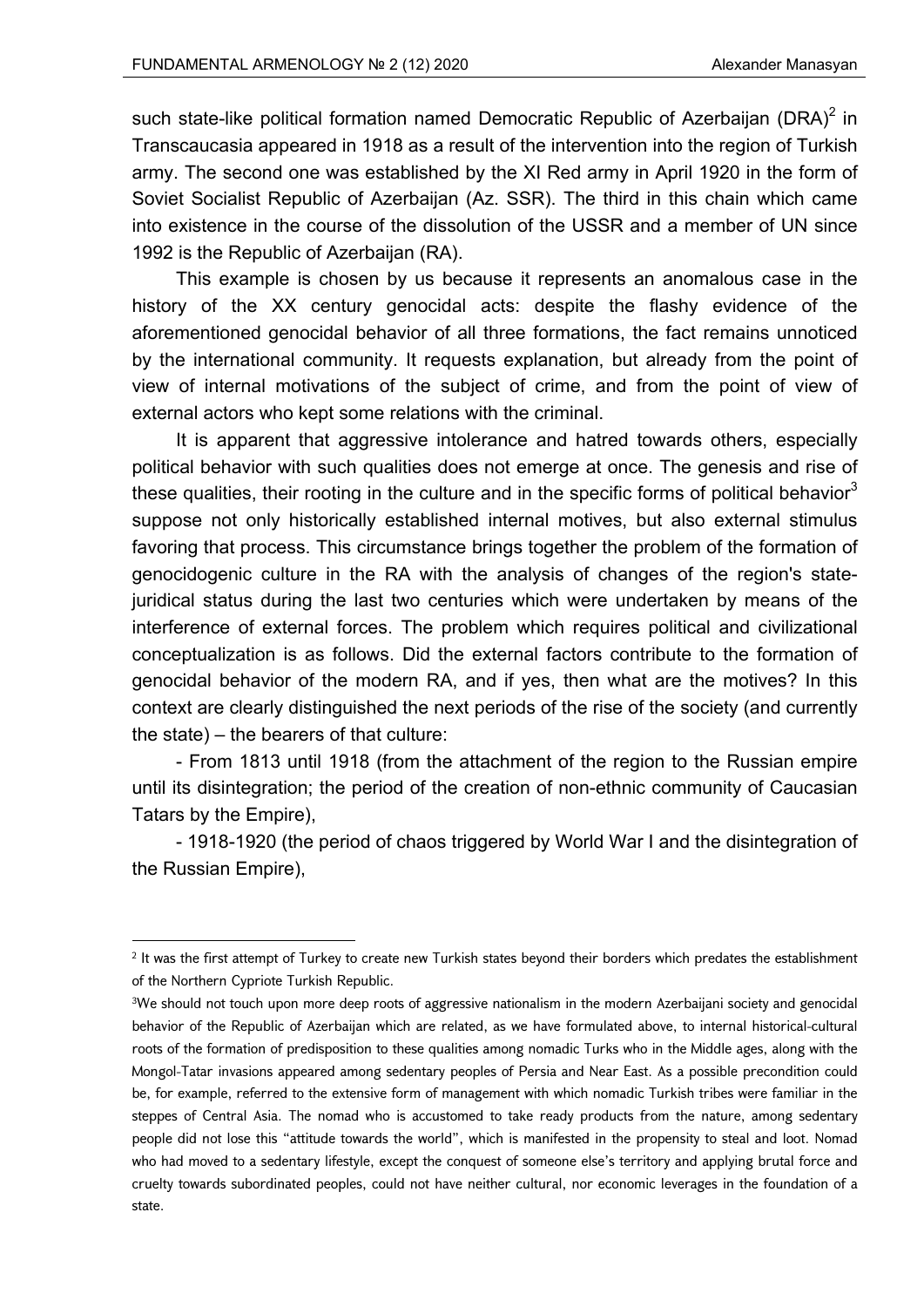such state-like political formation named Democratic Republic of Azerbaijan (DRA)[2] in Transcaucasia appeared in 1918 as a result of the intervention into the region of Turkish army. The second one was established by the XI Red army in April 1920 in the form of Soviet Socialist Republic of Azerbaijan (Az. SSR). The third in this chain which came into existence in the course of the dissolution of the USSR and a member of UN since 1992 is the Republic of Azerbaijan (RA).

This example is chosen by us because it represents an anomalous case in the history of the XX century genocidal acts: despite the flashy evidence of the aforementioned genocidal behavior of all three formations, the fact remains unnoticed by the international community. It requests explanation, but already from the point of view of internal motivations of the subject of crime, and from the point of view of external actors who kept some relations with the criminal.

It is apparent that aggressive intolerance and hatred towards others, especially political behavior with such qualities does not emerge at once. The genesis and rise of these qualities, their rooting in the culture and in the specific forms of political behavior[3] suppose not only historically established internal motives, but also external stimulus favoring that process. This circumstance brings together the problem of the formation of genocidogenic culture in the RA with the analysis of changes of the region's state-juridical status during the last two centuries which were undertaken by means of the interference of external forces. The problem which requires political and civilizational conceptualization is as follows. Did the external factors contribute to the formation of genocidal behavior of the modern RA, and if yes, then what are the motives? In this context are clearly distinguished the next periods of the rise of the society (and currently the state) – the bearers of that culture:

- From 1813 until 1918 (from the attachment of the region to the Russian empire until its disintegration; the period of the creation of non-ethnic community of Caucasian Tatars by the Empire),
- 1918-1920 (the period of chaos triggered by World War I and the disintegration of the Russian Empire),

---

[2] It was the first attempt of Turkey to create new Turkish states beyond their borders which predates the establishment of the Northern Cypriote Turkish Republic.

[3] We should not touch upon more deep roots of aggressive nationalism in the modern Azerbaijani society and genocidal behavior of the Republic of Azerbaijan which are related, as we have formulated above, to internal historical-cultural roots of the formation of predisposition to these qualities among nomadic Turks who in the Middle ages, along with the Mongol-Tatar invasions appeared among sedentary peoples of Persia and Near East. As a possible precondition could be, for example, referred to the extensive form of management with which nomadic Turkish tribes were familiar in the steppes of Central Asia. The nomad who is accustomed to take ready products from the nature, among sedentary people did not lose this "attitude towards the world", which is manifested in the propensity to steal and loot. Nomad who had moved to a sedentary lifestyle, except the conquest of someone else's territory and applying brutal force and cruelty towards subordinated peoples, could not have neither cultural, nor economic leverages in the foundation of a state.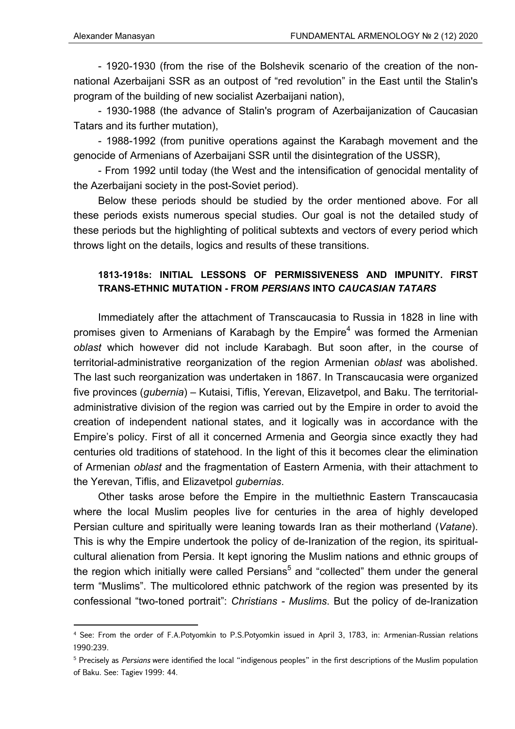- 1920-1930 (from the rise of the Bolshevik scenario of the creation of the non-national Azerbaijani SSR as an outpost of "red revolution" in the East until the Stalin's program of the building of new socialist Azerbaijani nation),

- 1930-1988 (the advance of Stalin's program of Azerbaijanization of Caucasian Tatars and its further mutation),

- 1988-1992 (from punitive operations against the Karabagh movement and the genocide of Armenians of Azerbaijani SSR until the disintegration of the USSR),

- From 1992 until today (the West and the intensification of genocidal mentality of the Azerbaijani society in the post-Soviet period).

Below these periods should be studied by the order mentioned above. For all these periods exists numerous special studies. Our goal is not the detailed study of these periods but the highlighting of political subtexts and vectors of every period which throws light on the details, logics and results of these transitions.

### 1813-1918s: INITIAL LESSONS OF PERMISSIVENESS AND IMPUNITY. FIRST TRANS-ETHNIC MUTATION - FROM *PERSIANS* INTO *CAUCASIAN TATARS*

Immediately after the attachment of Transcaucasia to Russia in 1828 in line with promises given to Armenians of Karabagh by the Empire[4] was formed the Armenian *oblast* which however did not include Karabagh. But soon after, in the course of territorial-administrative reorganization of the region Armenian *oblast* was abolished. The last such reorganization was undertaken in 1867. In Transcaucasia were organized five provinces (*gubernia*) – Kutaisi, Tiflis, Yerevan, Elizavetpol, and Baku. The territorial-administrative division of the region was carried out by the Empire in order to avoid the creation of independent national states, and it logically was in accordance with the Empire's policy. First of all it concerned Armenia and Georgia since exactly they had centuries old traditions of statehood. In the light of this it becomes clear the elimination of Armenian *oblast* and the fragmentation of Eastern Armenia, with their attachment to the Yerevan, Tiflis, and Elizavetpol *gubernias*.

Other tasks arose before the Empire in the multiethnic Eastern Transcaucasia where the local Muslim peoples live for centuries in the area of highly developed Persian culture and spiritually were leaning towards Iran as their motherland (*Vatane*). This is why the Empire undertook the policy of de-Iranization of the region, its spiritual-cultural alienation from Persia. It kept ignoring the Muslim nations and ethnic groups of the region which initially were called Persians[5] and "collected" them under the general term "Muslims". The multicolored ethnic patchwork of the region was presented by its confessional "two-toned portrait": *Christians - Muslims*. But the policy of de-Iranization

---

[4] See: From the order of F.A.Potyomkin to P.S.Potyomkin issued in April 3, 1783, in: Armenian-Russian relations 1990:239.

[5] Precisely as *Persians* were identified the local "indigenous peoples" in the first descriptions of the Muslim population of Baku. See: Tagiev 1999: 44.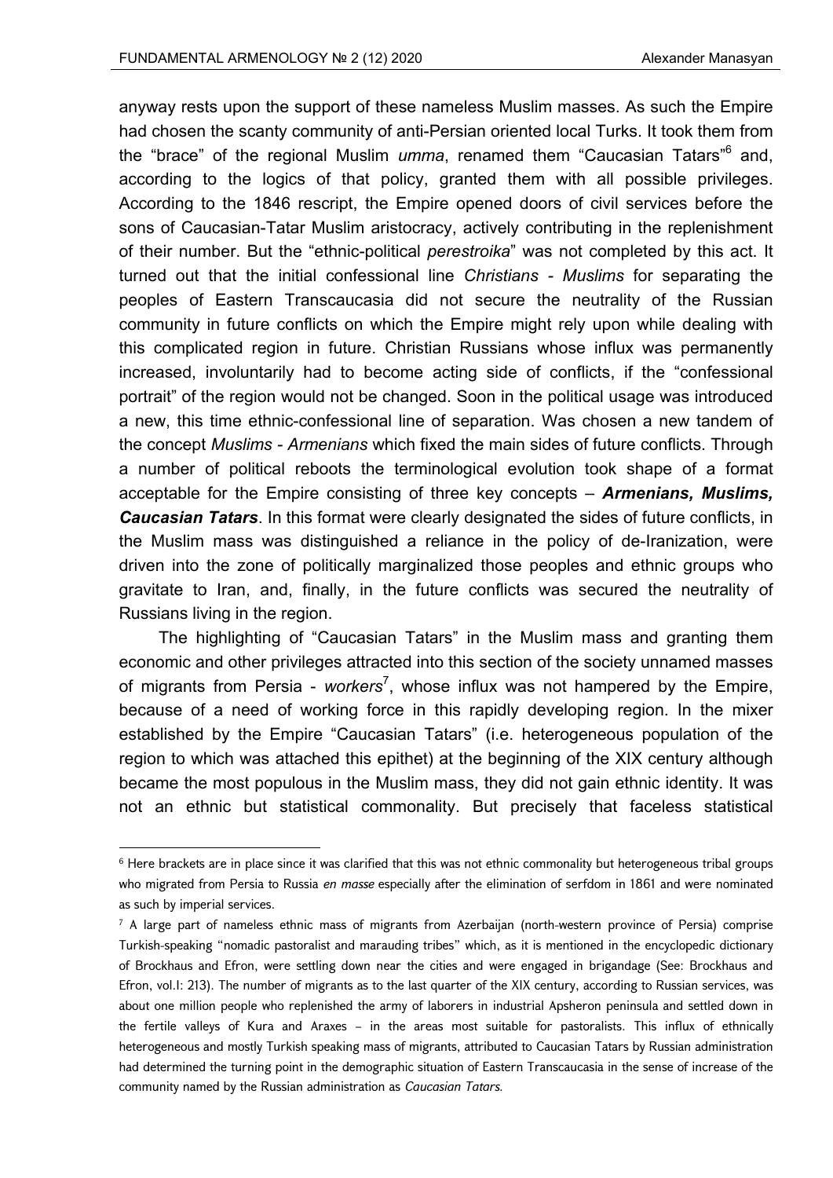anyway rests upon the support of these nameless Muslim masses. As such the Empire had chosen the scanty community of anti-Persian oriented local Turks. It took them from the "brace" of the regional Muslim *umma*, renamed them "Caucasian Tatars"[6] and, according to the logics of that policy, granted them with all possible privileges. According to the 1846 rescript, the Empire opened doors of civil services before the sons of Caucasian-Tatar Muslim aristocracy, actively contributing in the replenishment of their number. But the "ethnic-political *perestroika*" was not completed by this act. It turned out that the initial confessional line *Christians - Muslims* for separating the peoples of Eastern Transcaucasia did not secure the neutrality of the Russian community in future conflicts on which the Empire might rely upon while dealing with this complicated region in future. Christian Russians whose influx was permanently increased, involuntarily had to become acting side of conflicts, if the "confessional portrait" of the region would not be changed. Soon in the political usage was introduced a new, this time ethnic-confessional line of separation. Was chosen a new tandem of the concept *Muslims - Armenians* which fixed the main sides of future conflicts. Through a number of political reboots the terminological evolution took shape of a format acceptable for the Empire consisting of three key concepts – ***Armenians, Muslims, Caucasian Tatars***. In this format were clearly designated the sides of future conflicts, in the Muslim mass was distinguished a reliance in the policy of de-Iranization, were driven into the zone of politically marginalized those peoples and ethnic groups who gravitate to Iran, and, finally, in the future conflicts was secured the neutrality of Russians living in the region.

The highlighting of "Caucasian Tatars" in the Muslim mass and granting them economic and other privileges attracted into this section of the society unnamed masses of migrants from Persia - *workers*[7], whose influx was not hampered by the Empire, because of a need of working force in this rapidly developing region. In the mixer established by the Empire "Caucasian Tatars" (i.e. heterogeneous population of the region to which was attached this epithet) at the beginning of the XIX century although became the most populous in the Muslim mass, they did not gain ethnic identity. It was not an ethnic but statistical commonality. But precisely that faceless statistical

---

[6] Here brackets are in place since it was clarified that this was not ethnic commonality but heterogeneous tribal groups who migrated from Persia to Russia *en masse* especially after the elimination of serfdom in 1861 and were nominated as such by imperial services.

[7] A large part of nameless ethnic mass of migrants from Azerbaijan (north-western province of Persia) comprise Turkish-speaking "nomadic pastoralist and marauding tribes" which, as it is mentioned in the encyclopedic dictionary of Brockhaus and Efron, were settling down near the cities and were engaged in brigandage (See: Brockhaus and Efron, vol.I: 213). The number of migrants as to the last quarter of the XIX century, according to Russian services, was about one million people who replenished the army of laborers in industrial Apsheron peninsula and settled down in the fertile valleys of Kura and Araxes – in the areas most suitable for pastoralists. This influx of ethnically heterogeneous and mostly Turkish speaking mass of migrants, attributed to Caucasian Tatars by Russian administration had determined the turning point in the demographic situation of Eastern Transcaucasia in the sense of increase of the community named by the Russian administration as *Caucasian Tatars*.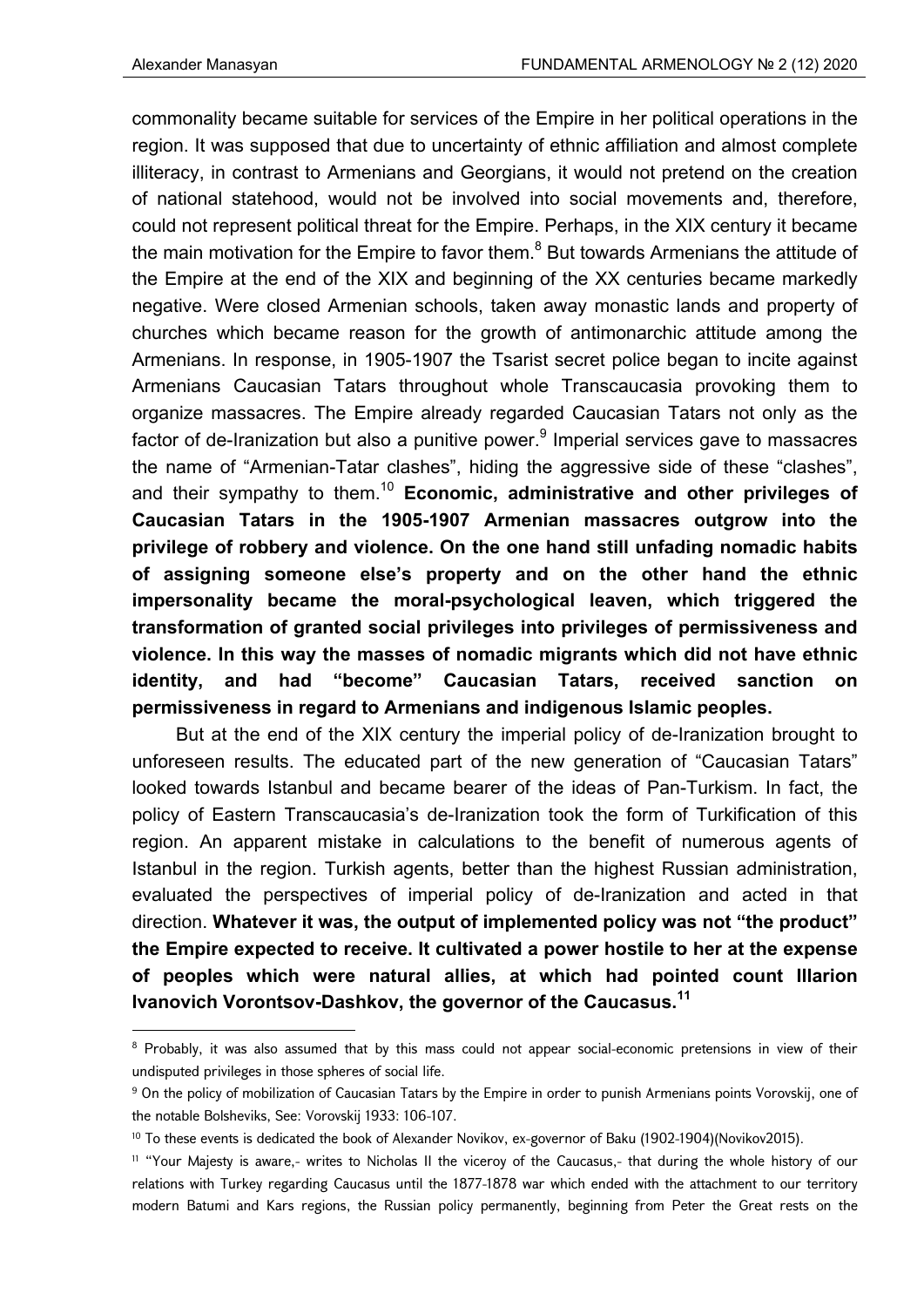commonality became suitable for services of the Empire in her political operations in the region. It was supposed that due to uncertainty of ethnic affiliation and almost complete illiteracy, in contrast to Armenians and Georgians, it would not pretend on the creation of national statehood, would not be involved into social movements and, therefore, could not represent political threat for the Empire. Perhaps, in the XIX century it became the main motivation for the Empire to favor them.[8] But towards Armenians the attitude of the Empire at the end of the XIX and beginning of the XX centuries became markedly negative. Were closed Armenian schools, taken away monastic lands and property of churches which became reason for the growth of antimonarchic attitude among the Armenians. In response, in 1905-1907 the Tsarist secret police began to incite against Armenians Caucasian Tatars throughout whole Transcaucasia provoking them to organize massacres. The Empire already regarded Caucasian Tatars not only as the factor of de-Iranization but also a punitive power.[9] Imperial services gave to massacres the name of "Armenian-Tatar clashes", hiding the aggressive side of these "clashes", and their sympathy to them.[10] **Economic, administrative and other privileges of Caucasian Tatars in the 1905-1907 Armenian massacres outgrow into the privilege of robbery and violence. On the one hand still unfading nomadic habits of assigning someone else's property and on the other hand the ethnic impersonality became the moral-psychological leaven, which triggered the transformation of granted social privileges into privileges of permissiveness and violence. In this way the masses of nomadic migrants which did not have ethnic identity, and had "become" Caucasian Tatars, received sanction on permissiveness in regard to Armenians and indigenous Islamic peoples.**

But at the end of the XIX century the imperial policy of de-Iranization brought to unforeseen results. The educated part of the new generation of "Caucasian Tatars" looked towards Istanbul and became bearer of the ideas of Pan-Turkism. In fact, the policy of Eastern Transcaucasia's de-Iranization took the form of Turkification of this region. An apparent mistake in calculations to the benefit of numerous agents of Istanbul in the region. Turkish agents, better than the highest Russian administration, evaluated the perspectives of imperial policy of de-Iranization and acted in that direction. **Whatever it was, the output of implemented policy was not "the product" the Empire expected to receive. It cultivated a power hostile to her at the expense of peoples which were natural allies, at which had pointed count Illarion Ivanovich Vorontsov-Dashkov, the governor of the Caucasus.[11]**

---

[8] Probably, it was also assumed that by this mass could not appear social-economic pretensions in view of their undisputed privileges in those spheres of social life.

[9] On the policy of mobilization of Caucasian Tatars by the Empire in order to punish Armenians points Vorovskij, one of the notable Bolsheviks, See: Vorovskij 1933: 106-107.

[10] To these events is dedicated the book of Alexander Novikov, ex-governor of Baku (1902-1904)(Novikov2015).

[11] "Your Majesty is aware,- writes to Nicholas II the viceroy of the Caucasus,- that during the whole history of our relations with Turkey regarding Caucasus until the 1877-1878 war which ended with the attachment to our territory modern Batumi and Kars regions, the Russian policy permanently, beginning from Peter the Great rests on the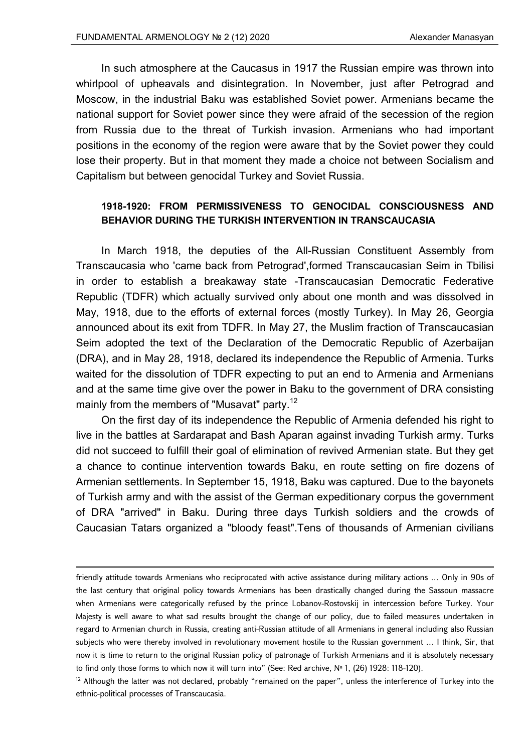In such atmosphere at the Caucasus in 1917 the Russian empire was thrown into whirlpool of upheavals and disintegration. In November, just after Petrograd and Moscow, in the industrial Baku was established Soviet power. Armenians became the national support for Soviet power since they were afraid of the secession of the region from Russia due to the threat of Turkish invasion. Armenians who had important positions in the economy of the region were aware that by the Soviet power they could lose their property. But in that moment they made a choice not between Socialism and Capitalism but between genocidal Turkey and Soviet Russia.

## 1918-1920: FROM PERMISSIVENESS TO GENOCIDAL CONSCIOUSNESS AND BEHAVIOR DURING THE TURKISH INTERVENTION IN TRANSCAUCASIA

In March 1918, the deputies of the All-Russian Constituent Assembly from Transcaucasia who 'came back from Petrograd',formed Transcaucasian Seim in Tbilisi in order to establish a breakaway state -Transcaucasian Democratic Federative Republic (TDFR) which actually survived only about one month and was dissolved in May, 1918, due to the efforts of external forces (mostly Turkey). In May 26, Georgia announced about its exit from TDFR. In May 27, the Muslim fraction of Transcaucasian Seim adopted the text of the Declaration of the Democratic Republic of Azerbaijan (DRA), and in May 28, 1918, declared its independence the Republic of Armenia. Turks waited for the dissolution of TDFR expecting to put an end to Armenia and Armenians and at the same time give over the power in Baku to the government of DRA consisting mainly from the members of "Musavat" party.[12]

On the first day of its independence the Republic of Armenia defended his right to live in the battles at Sardarapat and Bash Aparan against invading Turkish army. Turks did not succeed to fulfill their goal of elimination of revived Armenian state. But they get a chance to continue intervention towards Baku, en route setting on fire dozens of Armenian settlements. In September 15, 1918, Baku was captured. Due to the bayonets of Turkish army and with the assist of the German expeditionary corpus the government of DRA "arrived" in Baku. During three days Turkish soldiers and the crowds of Caucasian Tatars organized a "bloody feast".Tens of thousands of Armenian civilians

---

friendly attitude towards Armenians who reciprocated with active assistance during military actions … Only in 90s of the last century that original policy towards Armenians has been drastically changed during the Sassoun massacre when Armenians were categorically refused by the prince Lobanov-Rostovskij in intercession before Turkey. Your Majesty is well aware to what sad results brought the change of our policy, due to failed measures undertaken in regard to Armenian church in Russia, creating anti-Russian attitude of all Armenians in general including also Russian subjects who were thereby involved in revolutionary movement hostile to the Russian government … I think, Sir, that now it is time to return to the original Russian policy of patronage of Turkish Armenians and it is absolutely necessary to find only those forms to which now it will turn into" (See: Red archive, № 1, (26) 1928: 118-120).

[12] Although the latter was not declared, probably "remained on the paper", unless the interference of Turkey into the ethnic-political processes of Transcaucasia.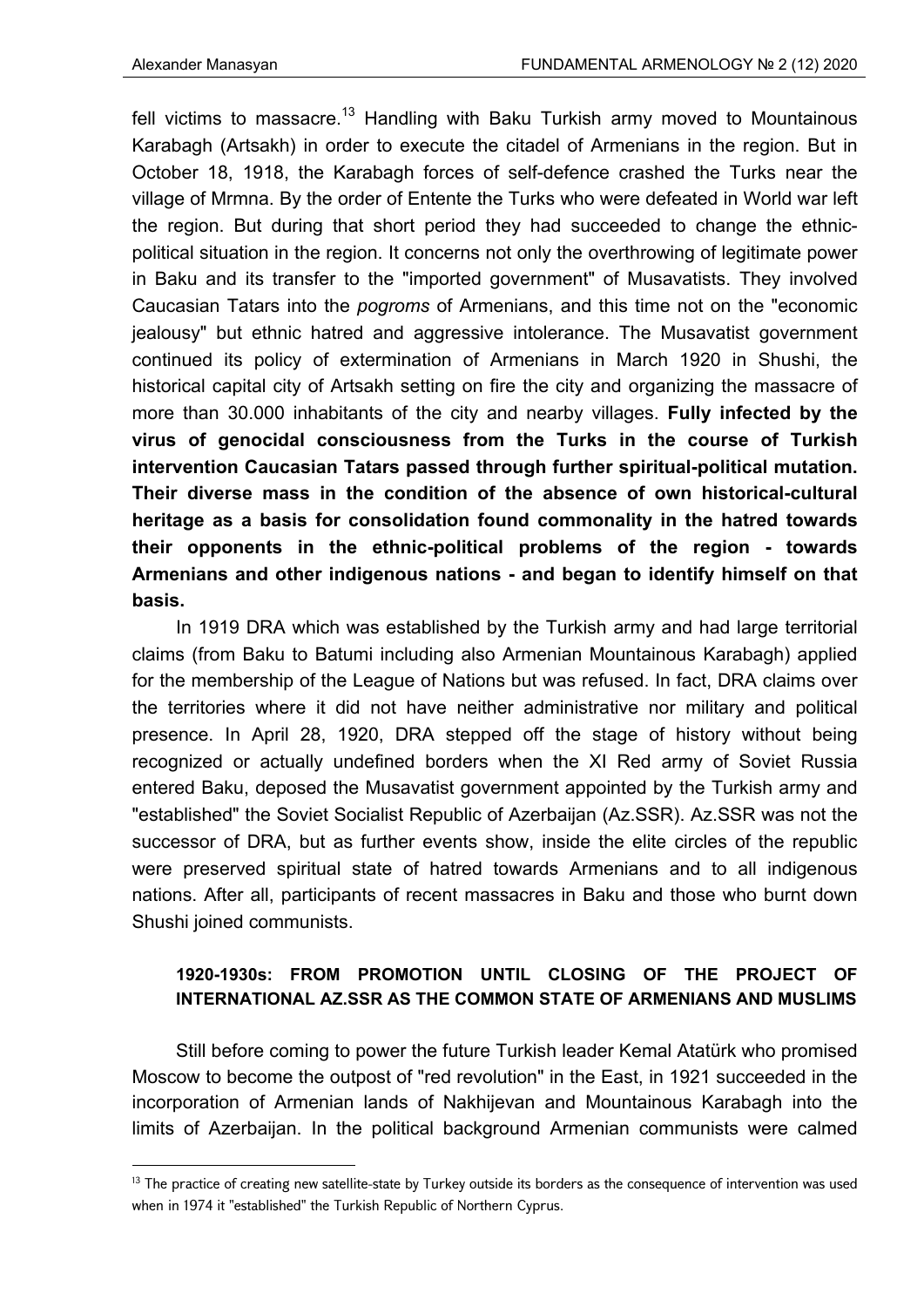fell victims to massacre.[13] Handling with Baku Turkish army moved to Mountainous Karabagh (Artsakh) in order to execute the citadel of Armenians in the region. But in October 18, 1918, the Karabagh forces of self-defence crashed the Turks near the village of Mrmna. By the order of Entente the Turks who were defeated in World war left the region. But during that short period they had succeeded to change the ethnic-political situation in the region. It concerns not only the overthrowing of legitimate power in Baku and its transfer to the "imported government" of Musavatists. They involved Caucasian Tatars into the *pogroms* of Armenians, and this time not on the "economic jealousy" but ethnic hatred and aggressive intolerance. The Musavatist government continued its policy of extermination of Armenians in March 1920 in Shushi, the historical capital city of Artsakh setting on fire the city and organizing the massacre of more than 30.000 inhabitants of the city and nearby villages. **Fully infected by the virus of genocidal consciousness from the Turks in the course of Turkish intervention Caucasian Tatars passed through further spiritual-political mutation. Their diverse mass in the condition of the absence of own historical-cultural heritage as a basis for consolidation found commonality in the hatred towards their opponents in the ethnic-political problems of the region - towards Armenians and other indigenous nations - and began to identify himself on that basis.**

In 1919 DRA which was established by the Turkish army and had large territorial claims (from Baku to Batumi including also Armenian Mountainous Karabagh) applied for the membership of the League of Nations but was refused. In fact, DRA claims over the territories where it did not have neither administrative nor military and political presence. In April 28, 1920, DRA stepped off the stage of history without being recognized or actually undefined borders when the XI Red army of Soviet Russia entered Baku, deposed the Musavatist government appointed by the Turkish army and "established" the Soviet Socialist Republic of Azerbaijan (Az.SSR). Az.SSR was not the successor of DRA, but as further events show, inside the elite circles of the republic were preserved spiritual state of hatred towards Armenians and to all indigenous nations. After all, participants of recent massacres in Baku and those who burnt down Shushi joined communists.

### 1920-1930s: FROM PROMOTION UNTIL CLOSING OF THE PROJECT OF INTERNATIONAL AZ.SSR AS THE COMMON STATE OF ARMENIANS AND MUSLIMS

Still before coming to power the future Turkish leader Kemal Atatürk who promised Moscow to become the outpost of "red revolution" in the East, in 1921 succeeded in the incorporation of Armenian lands of Nakhijevan and Mountainous Karabagh into the limits of Azerbaijan. In the political background Armenian communists were calmed

---

[13] The practice of creating new satellite-state by Turkey outside its borders as the consequence of intervention was used when in 1974 it "established" the Turkish Republic of Northern Cyprus.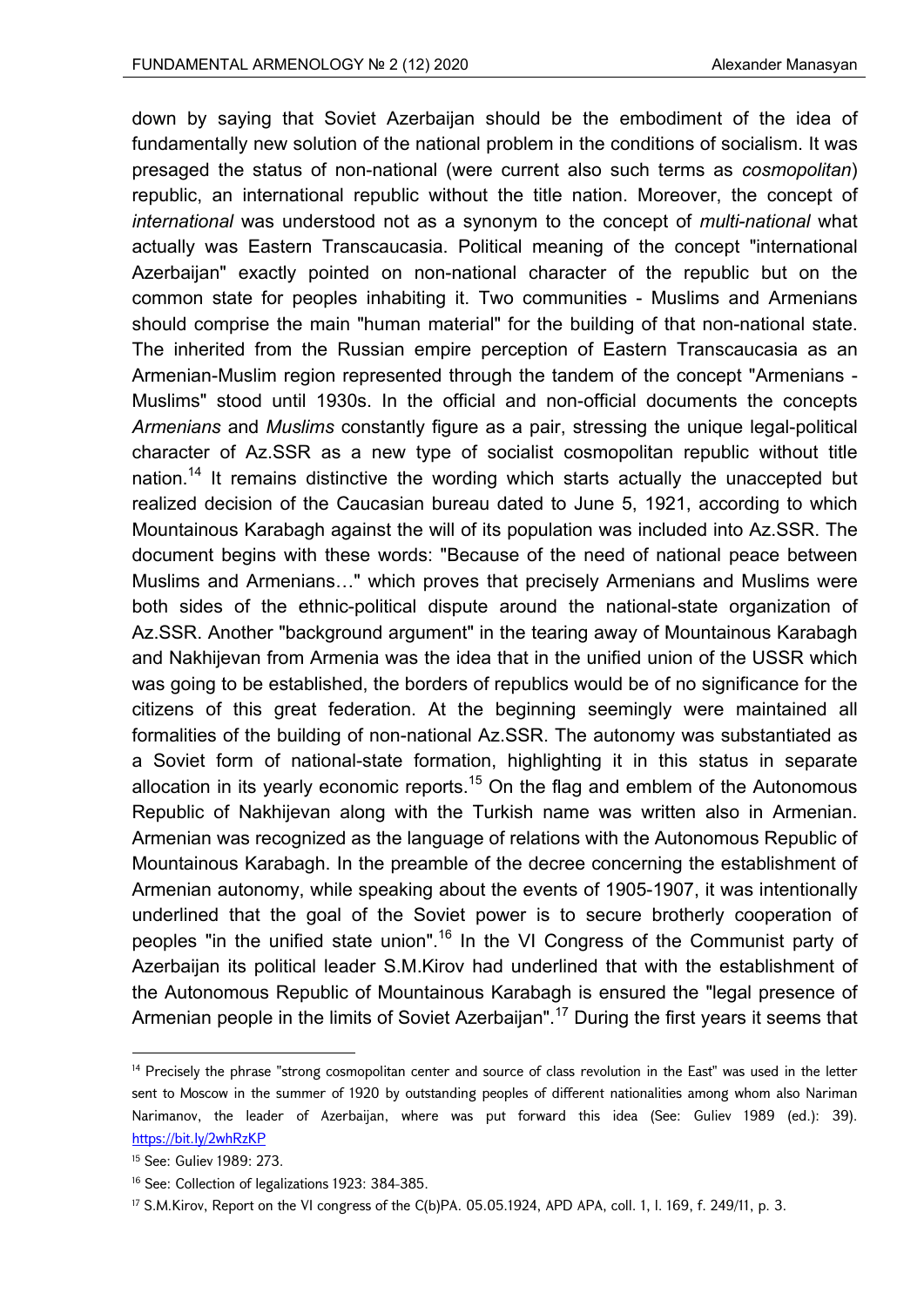down by saying that Soviet Azerbaijan should be the embodiment of the idea of fundamentally new solution of the national problem in the conditions of socialism. It was presaged the status of non-national (were current also such terms as *cosmopolitan*) republic, an international republic without the title nation. Moreover, the concept of *international* was understood not as a synonym to the concept of *multi-national* what actually was Eastern Transcaucasia. Political meaning of the concept "international Azerbaijan" exactly pointed on non-national character of the republic but on the common state for peoples inhabiting it. Two communities - Muslims and Armenians should comprise the main "human material" for the building of that non-national state. The inherited from the Russian empire perception of Eastern Transcaucasia as an Armenian-Muslim region represented through the tandem of the concept "Armenians - Muslims" stood until 1930s. In the official and non-official documents the concepts *Armenians* and *Muslims* constantly figure as a pair, stressing the unique legal-political character of Az.SSR as a new type of socialist cosmopolitan republic without title nation.[14] It remains distinctive the wording which starts actually the unaccepted but realized decision of the Caucasian bureau dated to June 5, 1921, according to which Mountainous Karabagh against the will of its population was included into Az.SSR. The document begins with these words: "Because of the need of national peace between Muslims and Armenians…" which proves that precisely Armenians and Muslims were both sides of the ethnic-political dispute around the national-state organization of Az.SSR. Another "background argument" in the tearing away of Mountainous Karabagh and Nakhijevan from Armenia was the idea that in the unified union of the USSR which was going to be established, the borders of republics would be of no significance for the citizens of this great federation. At the beginning seemingly were maintained all formalities of the building of non-national Az.SSR. The autonomy was substantiated as a Soviet form of national-state formation, highlighting it in this status in separate allocation in its yearly economic reports.[15] On the flag and emblem of the Autonomous Republic of Nakhijevan along with the Turkish name was written also in Armenian. Armenian was recognized as the language of relations with the Autonomous Republic of Mountainous Karabagh. In the preamble of the decree concerning the establishment of Armenian autonomy, while speaking about the events of 1905-1907, it was intentionally underlined that the goal of the Soviet power is to secure brotherly cooperation of peoples "in the unified state union".[16] In the VI Congress of the Communist party of Azerbaijan its political leader S.M.Kirov had underlined that with the establishment of the Autonomous Republic of Mountainous Karabagh is ensured the "legal presence of Armenian people in the limits of Soviet Azerbaijan".[17] During the first years it seems that

---

[14] Precisely the phrase "strong cosmopolitan center and source of class revolution in the East" was used in the letter sent to Moscow in the summer of 1920 by outstanding peoples of different nationalities among whom also Nariman Narimanov, the leader of Azerbaijan, where was put forward this idea (See: Guliev 1989 (ed.): 39). https://bit.ly/2whRzKP

[15] See: Guliev 1989: 273.

[16] See: Collection of legalizations 1923: 384-385.

[17] S.M.Kirov, Report on the VI congress of the C(b)PA. 05.05.1924, APD APA, coll. 1, l. 169, f. 249/11, p. 3.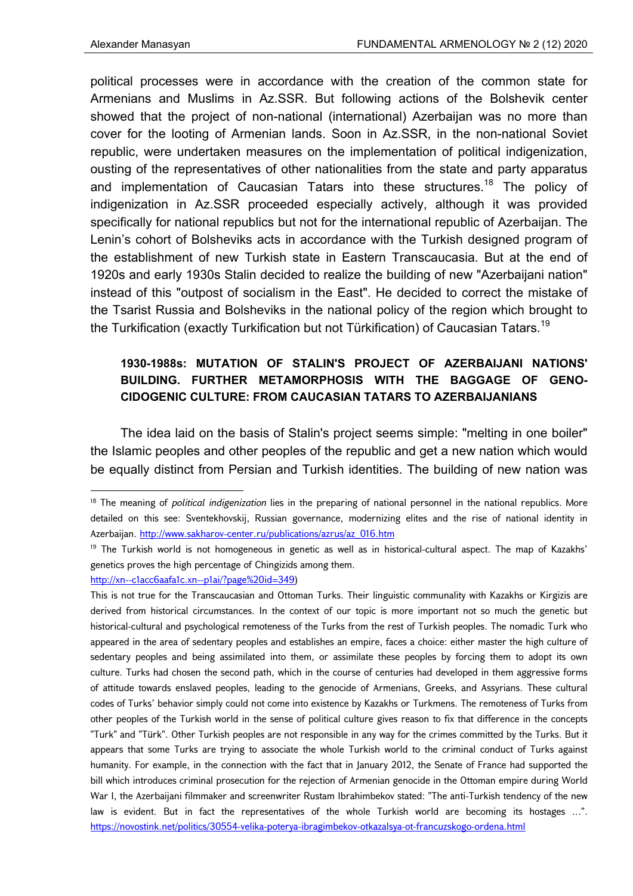political processes were in accordance with the creation of the common state for Armenians and Muslims in Az.SSR. But following actions of the Bolshevik center showed that the project of non-national (international) Azerbaijan was no more than cover for the looting of Armenian lands. Soon in Az.SSR, in the non-national Soviet republic, were undertaken measures on the implementation of political indigenization, ousting of the representatives of other nationalities from the state and party apparatus and implementation of Caucasian Tatars into these structures.[18] The policy of indigenization in Az.SSR proceeded especially actively, although it was provided specifically for national republics but not for the international republic of Azerbaijan. The Lenin's cohort of Bolsheviks acts in accordance with the Turkish designed program of the establishment of new Turkish state in Eastern Transcaucasia. But at the end of 1920s and early 1930s Stalin decided to realize the building of new "Azerbaijani nation" instead of this "outpost of socialism in the East". He decided to correct the mistake of the Tsarist Russia and Bolsheviks in the national policy of the region which brought to the Turkification (exactly Turkification but not Türkification) of Caucasian Tatars.[19]

## 1930-1988s: MUTATION OF STALIN'S PROJECT OF AZERBAIJANI NATIONS' BUILDING. FURTHER METAMORPHOSIS WITH THE BAGGAGE OF GENOCIDOGENIC CULTURE: FROM CAUCASIAN TATARS TO AZERBAIJANIANS

The idea laid on the basis of Stalin's project seems simple: "melting in one boiler" the Islamic peoples and other peoples of the republic and get a new nation which would be equally distinct from Persian and Turkish identities. The building of new nation was

---

[18] The meaning of *political indigenization* lies in the preparing of national personnel in the national republics. More detailed on this see: Sventekhovskij, Russian governance, modernizing elites and the rise of national identity in Azerbaijan. http://www.sakharov-center.ru/publications/azrus/az_016.htm

[19] The Turkish world is not homogeneous in genetic as well as in historical-cultural aspect. The map of Kazakhs' genetics proves the high percentage of Chingizids among them. http://xn--c1acc6aafa1c.xn--p1ai/?page%20id=349)

This is not true for the Transcaucasian and Ottoman Turks. Their linguistic communality with Kazakhs or Kirgizis are derived from historical circumstances. In the context of our topic is more important not so much the genetic but historical-cultural and psychological remoteness of the Turks from the rest of Turkish peoples. The nomadic Turk who appeared in the area of sedentary peoples and establishes an empire, faces a choice: either master the high culture of sedentary peoples and being assimilated into them, or assimilate these peoples by forcing them to adopt its own culture. Turks had chosen the second path, which in the course of centuries had developed in them aggressive forms of attitude towards enslaved peoples, leading to the genocide of Armenians, Greeks, and Assyrians. These cultural codes of Turks' behavior simply could not come into existence by Kazakhs or Turkmens. The remoteness of Turks from other peoples of the Turkish world in the sense of political culture gives reason to fix that difference in the concepts "Turk" and "Türk". Other Turkish peoples are not responsible in any way for the crimes committed by the Turks. But it appears that some Turks are trying to associate the whole Turkish world to the criminal conduct of Turks against humanity. For example, in the connection with the fact that in January 2012, the Senate of France had supported the bill which introduces criminal prosecution for the rejection of Armenian genocide in the Ottoman empire during World War I, the Azerbaijani filmmaker and screenwriter Rustam Ibrahimbekov stated: "The anti-Turkish tendency of the new law is evident. But in fact the representatives of the whole Turkish world are becoming its hostages …". https://novostink.net/politics/30554-velika-poterya-ibragimbekov-otkazalsya-ot-francuzskogo-ordena.html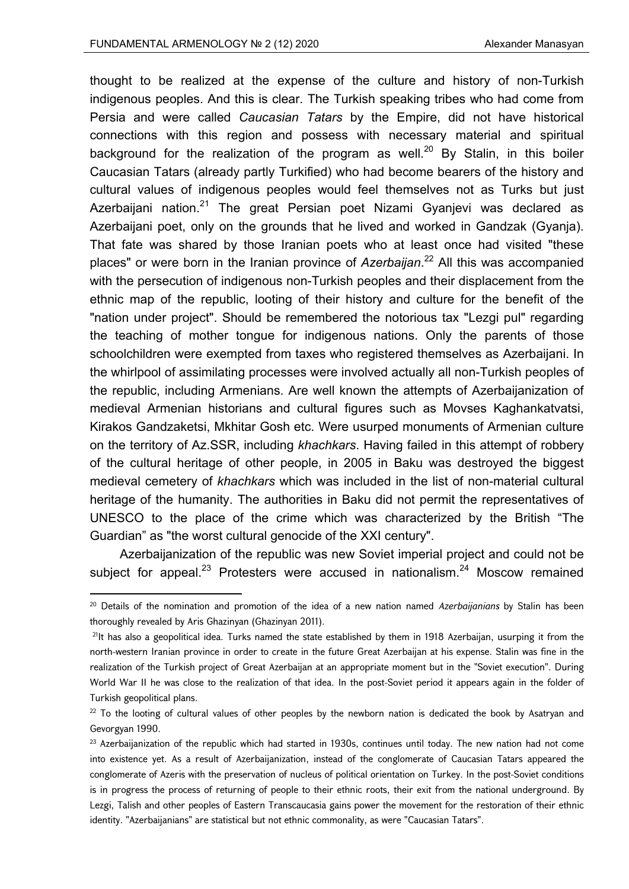thought to be realized at the expense of the culture and history of non-Turkish indigenous peoples. And this is clear. The Turkish speaking tribes who had come from Persia and were called *Caucasian Tatars* by the Empire, did not have historical connections with this region and possess with necessary material and spiritual background for the realization of the program as well.[20] By Stalin, in this boiler Caucasian Tatars (already partly Turkified) who had become bearers of the history and cultural values of indigenous peoples would feel themselves not as Turks but just Azerbaijani nation.[21] The great Persian poet Nizami Gyanjevi was declared as Azerbaijani poet, only on the grounds that he lived and worked in Gandzak (Gyanja). That fate was shared by those Iranian poets who at least once had visited "these places" or were born in the Iranian province of *Azerbaijan*.[22] All this was accompanied with the persecution of indigenous non-Turkish peoples and their displacement from the ethnic map of the republic, looting of their history and culture for the benefit of the "nation under project". Should be remembered the notorious tax "Lezgi pul" regarding the teaching of mother tongue for indigenous nations. Only the parents of those schoolchildren were exempted from taxes who registered themselves as Azerbaijani. In the whirlpool of assimilating processes were involved actually all non-Turkish peoples of the republic, including Armenians. Are well known the attempts of Azerbaijanization of medieval Armenian historians and cultural figures such as Movses Kaghankatvatsi, Kirakos Gandzaketsi, Mkhitar Gosh etc. Were usurped monuments of Armenian culture on the territory of Az.SSR, including *khachkars*. Having failed in this attempt of robbery of the cultural heritage of other people, in 2005 in Baku was destroyed the biggest medieval cemetery of *khachkars* which was included in the list of non-material cultural heritage of the humanity. The authorities in Baku did not permit the representatives of UNESCO to the place of the crime which was characterized by the British "The Guardian" as "the worst cultural genocide of the XXI century".

Azerbaijanization of the republic was new Soviet imperial project and could not be subject for appeal.[23] Protesters were accused in nationalism.[24] Moscow remained

---

[20] Details of the nomination and promotion of the idea of a new nation named *Azerbaijanians* by Stalin has been thoroughly revealed by Aris Ghazinyan (Ghazinyan 2011).

[21] It has also a geopolitical idea. Turks named the state established by them in 1918 Azerbaijan, usurping it from the north-western Iranian province in order to create in the future Great Azerbaijan at his expense. Stalin was fine in the realization of the Turkish project of Great Azerbaijan at an appropriate moment but in the "Soviet execution". During World War II he was close to the realization of that idea. In the post-Soviet period it appears again in the folder of Turkish geopolitical plans.

[22] To the looting of cultural values of other peoples by the newborn nation is dedicated the book by Asatryan and Gevorgyan 1990.

[23] Azerbaijanization of the republic which had started in 1930s, continues until today. The new nation had not come into existence yet. As a result of Azerbaijanization, instead of the conglomerate of Caucasian Tatars appeared the conglomerate of Azeris with the preservation of nucleus of political orientation on Turkey. In the post-Soviet conditions is in progress the process of returning of people to their ethnic roots, their exit from the national underground. By Lezgi, Talish and other peoples of Eastern Transcaucasia gains power the movement for the restoration of their ethnic identity. "Azerbaijanians" are statistical but not ethnic commonality, as were "Caucasian Tatars".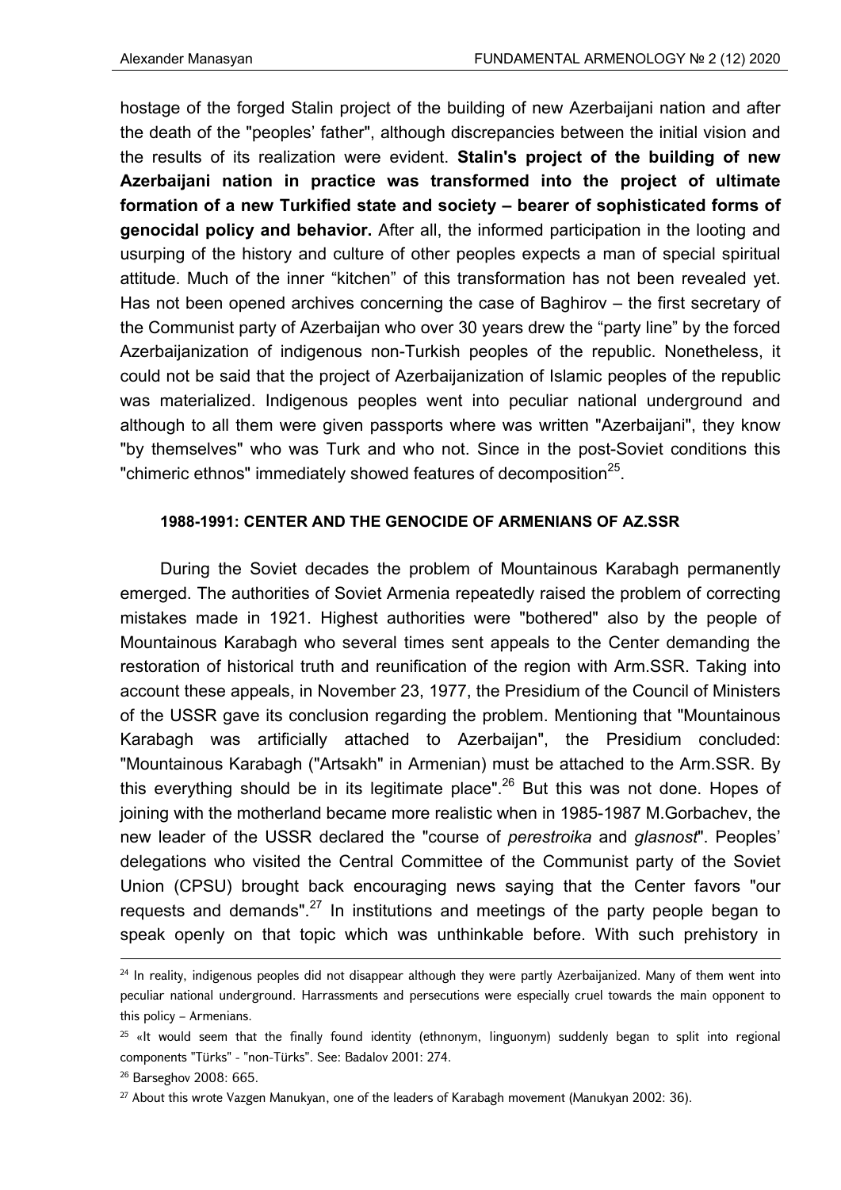hostage of the forged Stalin project of the building of new Azerbaijani nation and after the death of the "peoples' father", although discrepancies between the initial vision and the results of its realization were evident. **Stalin's project of the building of new Azerbaijani nation in practice was transformed into the project of ultimate formation of a new Turkified state and society – bearer of sophisticated forms of genocidal policy and behavior.** After all, the informed participation in the looting and usurping of the history and culture of other peoples expects a man of special spiritual attitude. Much of the inner "kitchen" of this transformation has not been revealed yet. Has not been opened archives concerning the case of Baghirov – the first secretary of the Communist party of Azerbaijan who over 30 years drew the "party line" by the forced Azerbaijanization of indigenous non-Turkish peoples of the republic. Nonetheless, it could not be said that the project of Azerbaijanization of Islamic peoples of the republic was materialized. Indigenous peoples went into peculiar national underground and although to all them were given passports where was written "Azerbaijani", they know "by themselves" who was Turk and who not. Since in the post-Soviet conditions this "chimeric ethnos" immediately showed features of decomposition[25].

### 1988-1991: CENTER AND THE GENOCIDE OF ARMENIANS OF AZ.SSR

During the Soviet decades the problem of Mountainous Karabagh permanently emerged. The authorities of Soviet Armenia repeatedly raised the problem of correcting mistakes made in 1921. Highest authorities were "bothered" also by the people of Mountainous Karabagh who several times sent appeals to the Center demanding the restoration of historical truth and reunification of the region with Arm.SSR. Taking into account these appeals, in November 23, 1977, the Presidium of the Council of Ministers of the USSR gave its conclusion regarding the problem. Mentioning that "Mountainous Karabagh was artificially attached to Azerbaijan", the Presidium concluded: "Mountainous Karabagh ("Artsakh" in Armenian) must be attached to the Arm.SSR. By this everything should be in its legitimate place".[26] But this was not done. Hopes of joining with the motherland became more realistic when in 1985-1987 M.Gorbachev, the new leader of the USSR declared the "course of *perestroika* and *glasnost*". Peoples' delegations who visited the Central Committee of the Communist party of the Soviet Union (CPSU) brought back encouraging news saying that the Center favors "our requests and demands".[27] In institutions and meetings of the party people began to speak openly on that topic which was unthinkable before. With such prehistory in

---

[24] In reality, indigenous peoples did not disappear although they were partly Azerbaijanized. Many of them went into peculiar national underground. Harrassments and persecutions were especially cruel towards the main opponent to this policy – Armenians.

[25] «It would seem that the finally found identity (ethnonym, linguonym) suddenly began to split into regional components "Türks" - "non-Türks". See: Badalov 2001: 274.

[26] Barseghov 2008: 665.

[27] About this wrote Vazgen Manukyan, one of the leaders of Karabagh movement (Manukyan 2002: 36).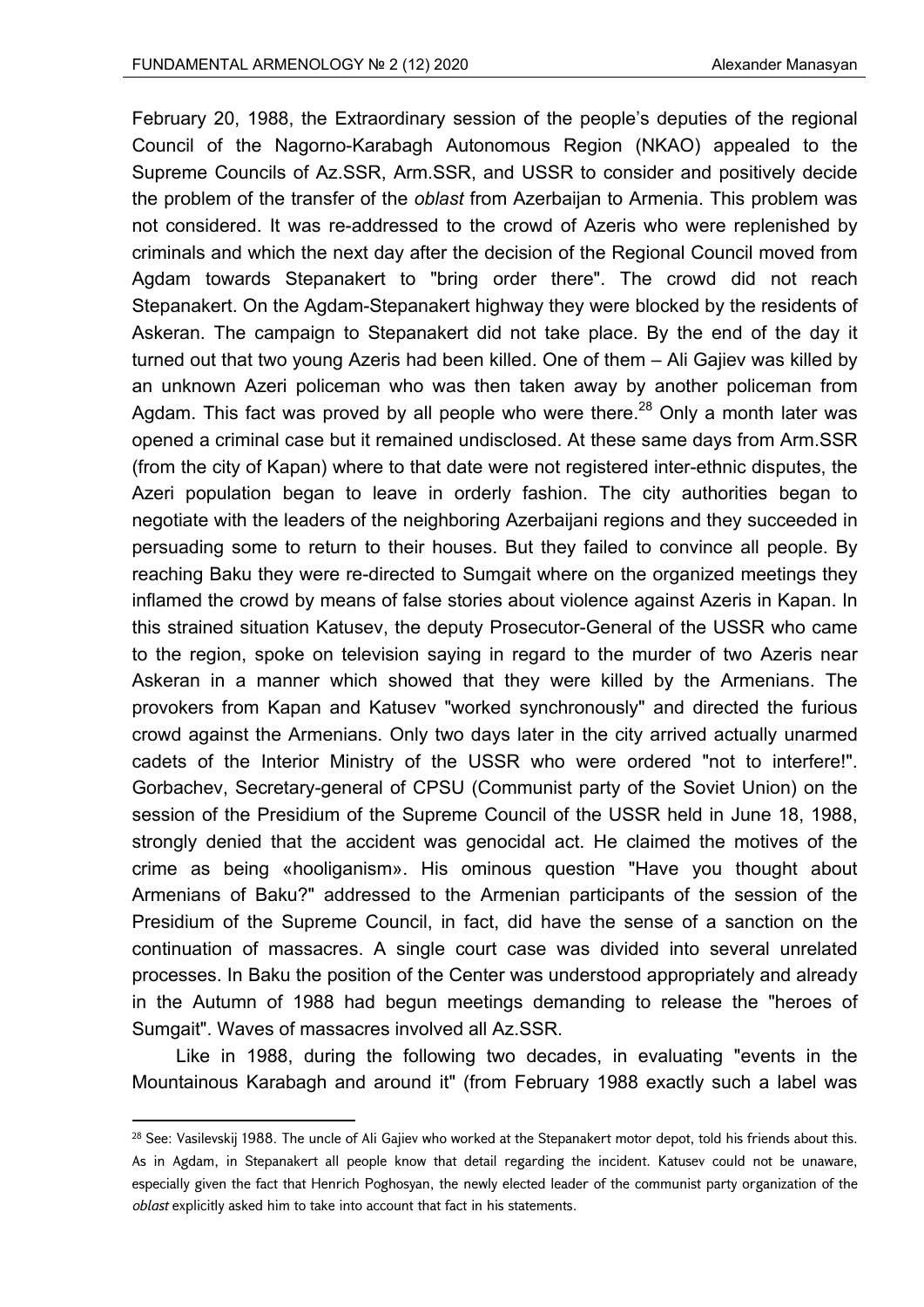February 20, 1988, the Extraordinary session of the people's deputies of the regional Council of the Nagorno-Karabagh Autonomous Region (NKAO) appealed to the Supreme Councils of Az.SSR, Arm.SSR, and USSR to consider and positively decide the problem of the transfer of the *oblast* from Azerbaijan to Armenia. This problem was not considered. It was re-addressed to the crowd of Azeris who were replenished by criminals and which the next day after the decision of the Regional Council moved from Agdam towards Stepanakert to "bring order there". The crowd did not reach Stepanakert. On the Agdam-Stepanakert highway they were blocked by the residents of Askeran. The campaign to Stepanakert did not take place. By the end of the day it turned out that two young Azeris had been killed. One of them – Ali Gajiev was killed by an unknown Azeri policeman who was then taken away by another policeman from Agdam. This fact was proved by all people who were there.[28] Only a month later was opened a criminal case but it remained undisclosed. At these same days from Arm.SSR (from the city of Kapan) where to that date were not registered inter-ethnic disputes, the Azeri population began to leave in orderly fashion. The city authorities began to negotiate with the leaders of the neighboring Azerbaijani regions and they succeeded in persuading some to return to their houses. But they failed to convince all people. By reaching Baku they were re-directed to Sumgait where on the organized meetings they inflamed the crowd by means of false stories about violence against Azeris in Kapan. In this strained situation Katusev, the deputy Prosecutor-General of the USSR who came to the region, spoke on television saying in regard to the murder of two Azeris near Askeran in a manner which showed that they were killed by the Armenians. The provokers from Kapan and Katusev "worked synchronously" and directed the furious crowd against the Armenians. Only two days later in the city arrived actually unarmed cadets of the Interior Ministry of the USSR who were ordered "not to interfere!". Gorbachev, Secretary-general of CPSU (Communist party of the Soviet Union) on the session of the Presidium of the Supreme Council of the USSR held in June 18, 1988, strongly denied that the accident was genocidal act. He claimed the motives of the crime as being «hooliganism». His ominous question "Have you thought about Armenians of Baku?" addressed to the Armenian participants of the session of the Presidium of the Supreme Council, in fact, did have the sense of a sanction on the continuation of massacres. A single court case was divided into several unrelated processes. In Baku the position of the Center was understood appropriately and already in the Autumn of 1988 had begun meetings demanding to release the "heroes of Sumgait". Waves of massacres involved all Az.SSR.

Like in 1988, during the following two decades, in evaluating "events in the Mountainous Karabagh and around it" (from February 1988 exactly such a label was

---

[28] See: Vasilevskij 1988. The uncle of Ali Gajiev who worked at the Stepanakert motor depot, told his friends about this. As in Agdam, in Stepanakert all people know that detail regarding the incident. Katusev could not be unaware, especially given the fact that Henrich Poghosyan, the newly elected leader of the communist party organization of the *oblast* explicitly asked him to take into account that fact in his statements.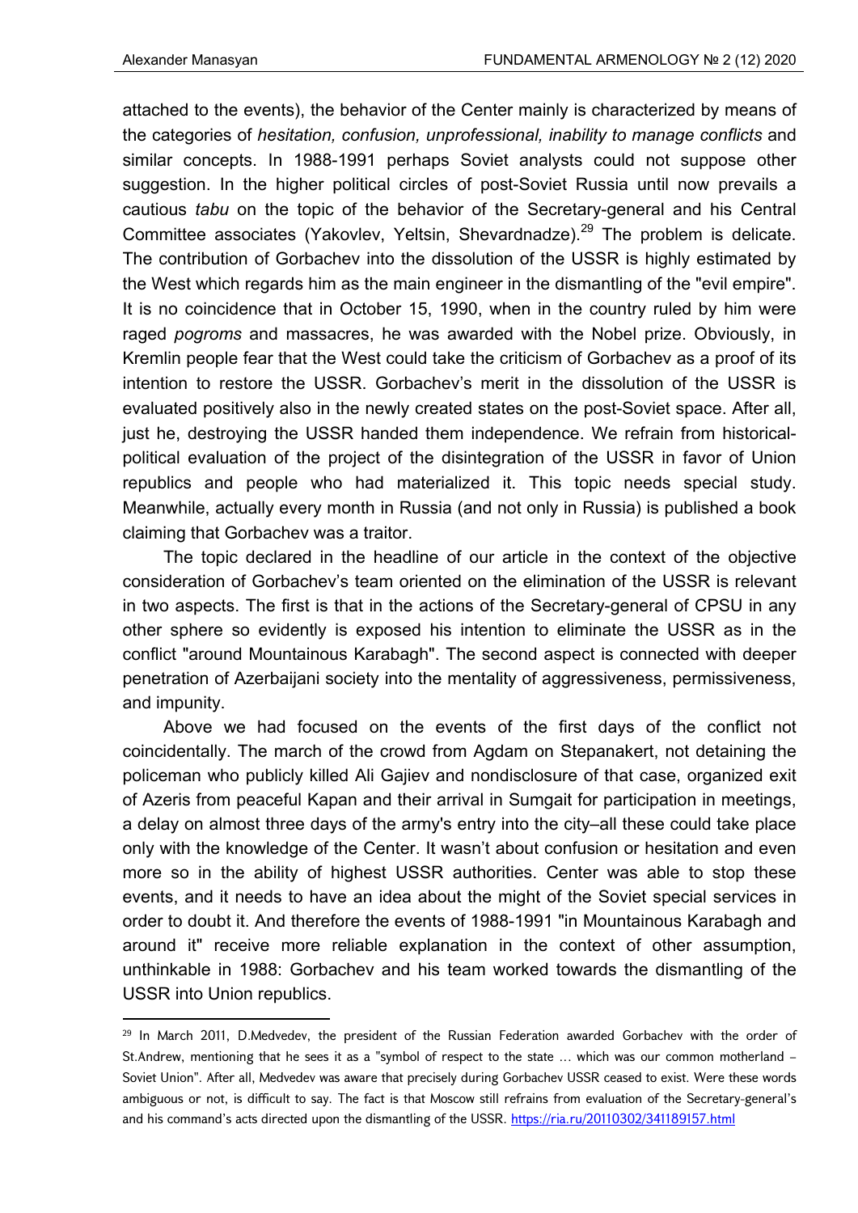attached to the events), the behavior of the Center mainly is characterized by means of the categories of *hesitation, confusion, unprofessional, inability to manage conflicts* and similar concepts. In 1988-1991 perhaps Soviet analysts could not suppose other suggestion. In the higher political circles of post-Soviet Russia until now prevails a cautious *tabu* on the topic of the behavior of the Secretary-general and his Central Committee associates (Yakovlev, Yeltsin, Shevardnadze).[29] The problem is delicate. The contribution of Gorbachev into the dissolution of the USSR is highly estimated by the West which regards him as the main engineer in the dismantling of the "evil empire". It is no coincidence that in October 15, 1990, when in the country ruled by him were raged *pogroms* and massacres, he was awarded with the Nobel prize. Obviously, in Kremlin people fear that the West could take the criticism of Gorbachev as a proof of its intention to restore the USSR. Gorbachev's merit in the dissolution of the USSR is evaluated positively also in the newly created states on the post-Soviet space. After all, just he, destroying the USSR handed them independence. We refrain from historical-political evaluation of the project of the disintegration of the USSR in favor of Union republics and people who had materialized it. This topic needs special study. Meanwhile, actually every month in Russia (and not only in Russia) is published a book claiming that Gorbachev was a traitor.

The topic declared in the headline of our article in the context of the objective consideration of Gorbachev's team oriented on the elimination of the USSR is relevant in two aspects. The first is that in the actions of the Secretary-general of CPSU in any other sphere so evidently is exposed his intention to eliminate the USSR as in the conflict "around Mountainous Karabagh". The second aspect is connected with deeper penetration of Azerbaijani society into the mentality of aggressiveness, permissiveness, and impunity.

Above we had focused on the events of the first days of the conflict not coincidentally. The march of the crowd from Agdam on Stepanakert, not detaining the policeman who publicly killed Ali Gajiev and nondisclosure of that case, organized exit of Azeris from peaceful Kapan and their arrival in Sumgait for participation in meetings, a delay on almost three days of the army's entry into the city–all these could take place only with the knowledge of the Center. It wasn't about confusion or hesitation and even more so in the ability of highest USSR authorities. Center was able to stop these events, and it needs to have an idea about the might of the Soviet special services in order to doubt it. And therefore the events of 1988-1991 "in Mountainous Karabagh and around it" receive more reliable explanation in the context of other assumption, unthinkable in 1988: Gorbachev and his team worked towards the dismantling of the USSR into Union republics.

---

[29] In March 2011, D.Medvedev, the president of the Russian Federation awarded Gorbachev with the order of St.Andrew, mentioning that he sees it as a "symbol of respect to the state … which was our common motherland – Soviet Union". After all, Medvedev was aware that precisely during Gorbachev USSR ceased to exist. Were these words ambiguous or not, is difficult to say. The fact is that Moscow still refrains from evaluation of the Secretary-general's and his command's acts directed upon the dismantling of the USSR. https://ria.ru/20110302/341189157.html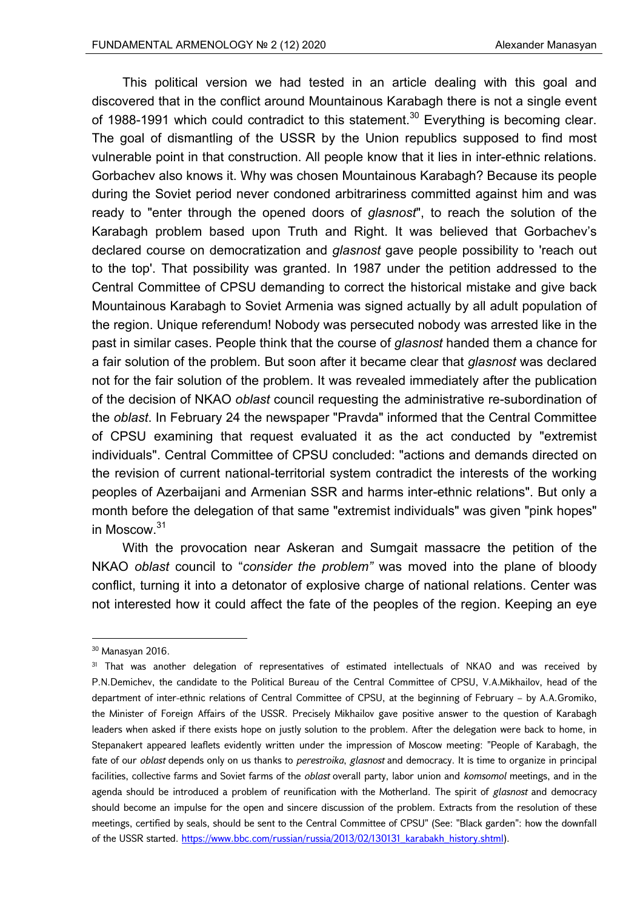This political version we had tested in an article dealing with this goal and discovered that in the conflict around Mountainous Karabagh there is not a single event of 1988-1991 which could contradict to this statement.[30] Everything is becoming clear. The goal of dismantling of the USSR by the Union republics supposed to find most vulnerable point in that construction. All people know that it lies in inter-ethnic relations. Gorbachev also knows it. Why was chosen Mountainous Karabagh? Because its people during the Soviet period never condoned arbitrariness committed against him and was ready to "enter through the opened doors of *glasnost*", to reach the solution of the Karabagh problem based upon Truth and Right. It was believed that Gorbachev's declared course on democratization and *glasnost* gave people possibility to 'reach out to the top'. That possibility was granted. In 1987 under the petition addressed to the Central Committee of CPSU demanding to correct the historical mistake and give back Mountainous Karabagh to Soviet Armenia was signed actually by all adult population of the region. Unique referendum! Nobody was persecuted nobody was arrested like in the past in similar cases. People think that the course of *glasnost* handed them a chance for a fair solution of the problem. But soon after it became clear that *glasnost* was declared not for the fair solution of the problem. It was revealed immediately after the publication of the decision of NKAO *oblast* council requesting the administrative re-subordination of the *oblast*. In February 24 the newspaper "Pravda" informed that the Central Committee of CPSU examining that request evaluated it as the act conducted by "extremist individuals". Central Committee of CPSU concluded: "actions and demands directed on the revision of current national-territorial system contradict the interests of the working peoples of Azerbaijani and Armenian SSR and harms inter-ethnic relations". But only a month before the delegation of that same "extremist individuals" was given "pink hopes" in Moscow.[31]

With the provocation near Askeran and Sumgait massacre the petition of the NKAO *oblast* council to "*consider the problem"* was moved into the plane of bloody conflict, turning it into a detonator of explosive charge of national relations. Center was not interested how it could affect the fate of the peoples of the region. Keeping an eye

---

[30] Manasyan 2016.

[31] That was another delegation of representatives of estimated intellectuals of NKAO and was received by P.N.Demichev, the candidate to the Political Bureau of the Central Committee of CPSU, V.A.Mikhailov, head of the department of inter-ethnic relations of Central Committee of CPSU, at the beginning of February – by A.A.Gromiko, the Minister of Foreign Affairs of the USSR. Precisely Mikhailov gave positive answer to the question of Karabagh leaders when asked if there exists hope on justly solution to the problem. After the delegation were back to home, in Stepanakert appeared leaflets evidently written under the impression of Moscow meeting: "People of Karabagh, the fate of our *oblast* depends only on us thanks to *perestroika*, *glasnost* and democracy. It is time to organize in principal facilities, collective farms and Soviet farms of the *oblast* overall party, labor union and *komsomol* meetings, and in the agenda should be introduced a problem of reunification with the Motherland. The spirit of *glasnost* and democracy should become an impulse for the open and sincere discussion of the problem. Extracts from the resolution of these meetings, certified by seals, should be sent to the Central Committee of CPSU" (See: "Black garden": how the downfall of the USSR started. https://www.bbc.com/russian/russia/2013/02/130131_karabakh_history.shtml).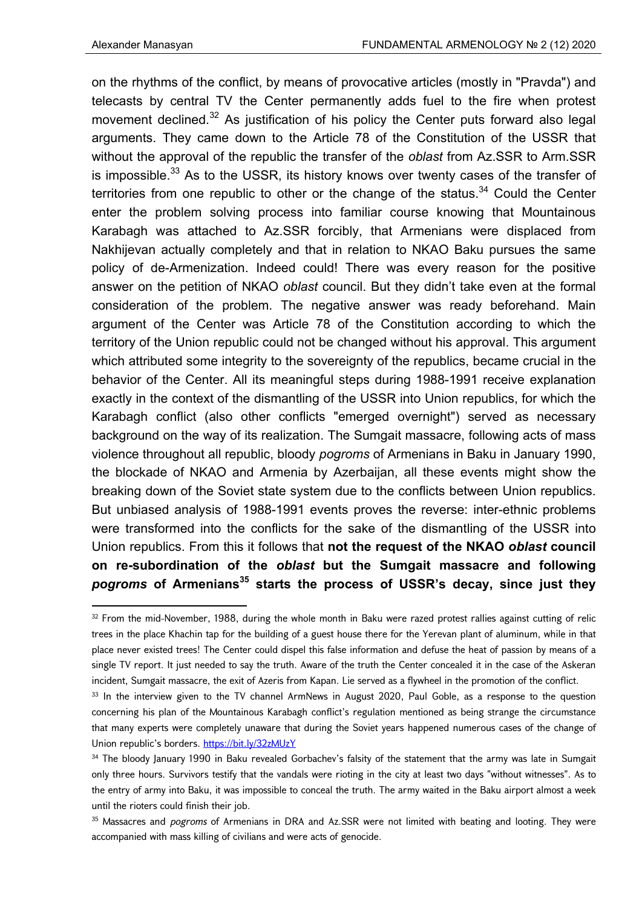on the rhythms of the conflict, by means of provocative articles (mostly in "Pravda") and telecasts by central TV the Center permanently adds fuel to the fire when protest movement declined.[32] As justification of his policy the Center puts forward also legal arguments. They came down to the Article 78 of the Constitution of the USSR that without the approval of the republic the transfer of the *oblast* from Az.SSR to Arm.SSR is impossible.[33] As to the USSR, its history knows over twenty cases of the transfer of territories from one republic to other or the change of the status.[34] Could the Center enter the problem solving process into familiar course knowing that Mountainous Karabagh was attached to Az.SSR forcibly, that Armenians were displaced from Nakhijevan actually completely and that in relation to NKAO Baku pursues the same policy of de-Armenization. Indeed could! There was every reason for the positive answer on the petition of NKAO *oblast* council. But they didn't take even at the formal consideration of the problem. The negative answer was ready beforehand. Main argument of the Center was Article 78 of the Constitution according to which the territory of the Union republic could not be changed without his approval. This argument which attributed some integrity to the sovereignty of the republics, became crucial in the behavior of the Center. All its meaningful steps during 1988-1991 receive explanation exactly in the context of the dismantling of the USSR into Union republics, for which the Karabagh conflict (also other conflicts "emerged overnight") served as necessary background on the way of its realization. The Sumgait massacre, following acts of mass violence throughout all republic, bloody *pogroms* of Armenians in Baku in January 1990, the blockade of NKAO and Armenia by Azerbaijan, all these events might show the breaking down of the Soviet state system due to the conflicts between Union republics. But unbiased analysis of 1988-1991 events proves the reverse: inter-ethnic problems were transformed into the conflicts for the sake of the dismantling of the USSR into Union republics. From this it follows that **not the request of the NKAO *oblast* council on re-subordination of the *oblast* but the Sumgait massacre and following *pogroms* of Armenians[35] starts the process of USSR's decay, since just they**

---

[32] From the mid-November, 1988, during the whole month in Baku were razed protest rallies against cutting of relic trees in the place Khachin tap for the building of a guest house there for the Yerevan plant of aluminum, while in that place never existed trees! The Center could dispel this false information and defuse the heat of passion by means of a single TV report. It just needed to say the truth. Aware of the truth the Center concealed it in the case of the Askeran incident, Sumgait massacre, the exit of Azeris from Kapan. Lie served as a flywheel in the promotion of the conflict.

[33] In the interview given to the TV channel ArmNews in August 2020, Paul Goble, as a response to the question concerning his plan of the Mountainous Karabagh conflict's regulation mentioned as being strange the circumstance that many experts were completely unaware that during the Soviet years happened numerous cases of the change of Union republic's borders. https://bit.ly/32zMUzY

[34] The bloody January 1990 in Baku revealed Gorbachev's falsity of the statement that the army was late in Sumgait only three hours. Survivors testify that the vandals were rioting in the city at least two days "without witnesses". As to the entry of army into Baku, it was impossible to conceal the truth. The army waited in the Baku airport almost a week until the rioters could finish their job.

[35] Massacres and *pogroms* of Armenians in DRA and Az.SSR were not limited with beating and looting. They were accompanied with mass killing of civilians and were acts of genocide.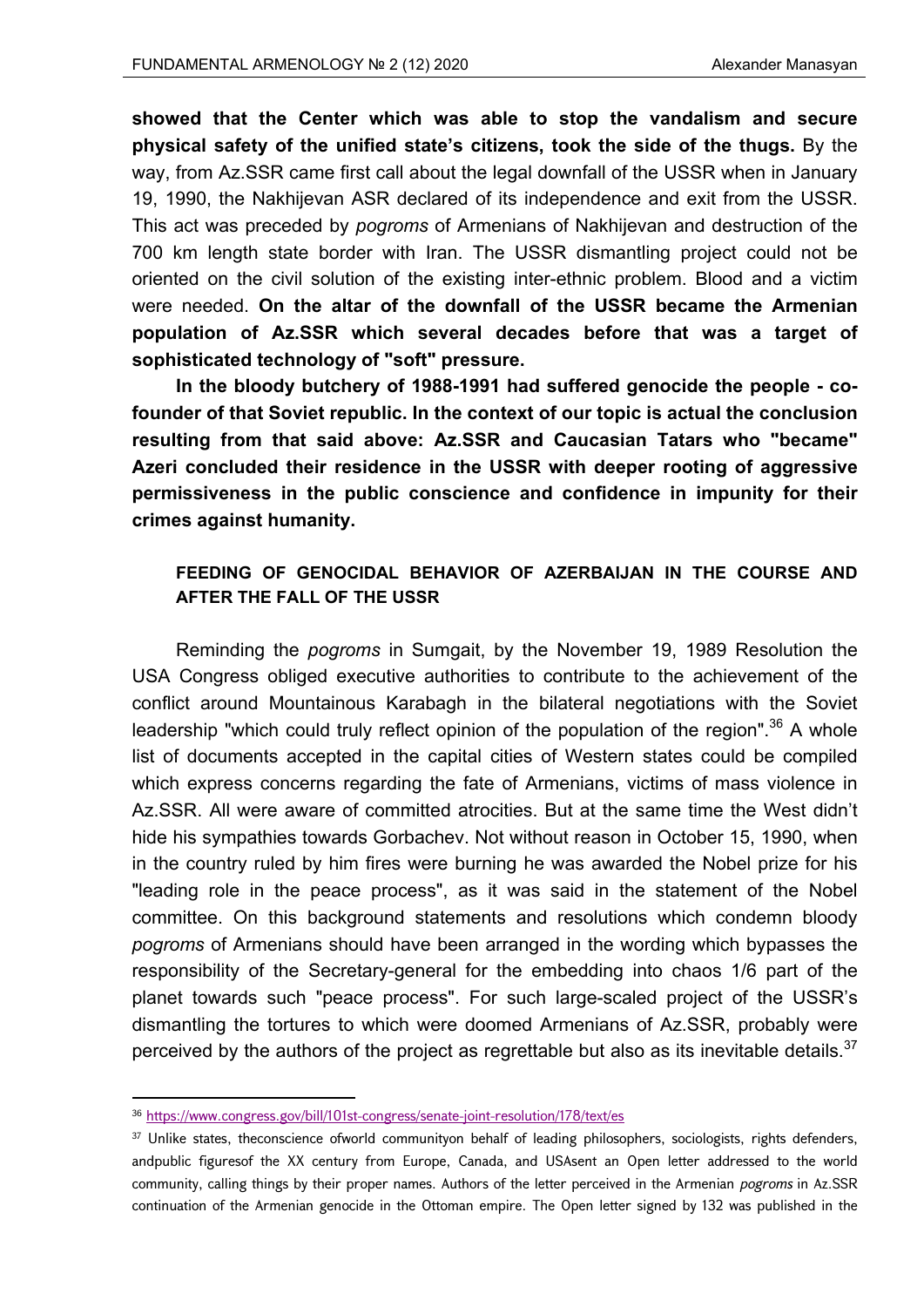**showed that the Center which was able to stop the vandalism and secure physical safety of the unified state's citizens, took the side of the thugs.** By the way, from Az.SSR came first call about the legal downfall of the USSR when in January 19, 1990, the Nakhijevan ASR declared of its independence and exit from the USSR. This act was preceded by *pogroms* of Armenians of Nakhijevan and destruction of the 700 km length state border with Iran. The USSR dismantling project could not be oriented on the civil solution of the existing inter-ethnic problem. Blood and a victim were needed. **On the altar of the downfall of the USSR became the Armenian population of Az.SSR which several decades before that was a target of sophisticated technology of "soft" pressure.**

**In the bloody butchery of 1988-1991 had suffered genocide the people - co-founder of that Soviet republic. In the context of our topic is actual the conclusion resulting from that said above: Az.SSR and Caucasian Tatars who "became" Azeri concluded their residence in the USSR with deeper rooting of aggressive permissiveness in the public conscience and confidence in impunity for their crimes against humanity.**

## FEEDING OF GENOCIDAL BEHAVIOR OF AZERBAIJAN IN THE COURSE AND AFTER THE FALL OF THE USSR

Reminding the *pogroms* in Sumgait, by the November 19, 1989 Resolution the USA Congress obliged executive authorities to contribute to the achievement of the conflict around Mountainous Karabagh in the bilateral negotiations with the Soviet leadership "which could truly reflect opinion of the population of the region".[36] A whole list of documents accepted in the capital cities of Western states could be compiled which express concerns regarding the fate of Armenians, victims of mass violence in Az.SSR. All were aware of committed atrocities. But at the same time the West didn't hide his sympathies towards Gorbachev. Not without reason in October 15, 1990, when in the country ruled by him fires were burning he was awarded the Nobel prize for his "leading role in the peace process", as it was said in the statement of the Nobel committee. On this background statements and resolutions which condemn bloody *pogroms* of Armenians should have been arranged in the wording which bypasses the responsibility of the Secretary-general for the embedding into chaos 1/6 part of the planet towards such "peace process". For such large-scaled project of the USSR's dismantling the tortures to which were doomed Armenians of Az.SSR, probably were perceived by the authors of the project as regrettable but also as its inevitable details.[37]

---

[36] https://www.congress.gov/bill/101st-congress/senate-joint-resolution/178/text/es

[37] Unlike states, theconscience ofworld communityon behalf of leading philosophers, sociologists, rights defenders, andpublic figuresof the XX century from Europe, Canada, and USAsent an Open letter addressed to the world community, calling things by their proper names. Authors of the letter perceived in the Armenian *pogroms* in Az.SSR continuation of the Armenian genocide in the Ottoman empire. The Open letter signed by 132 was published in the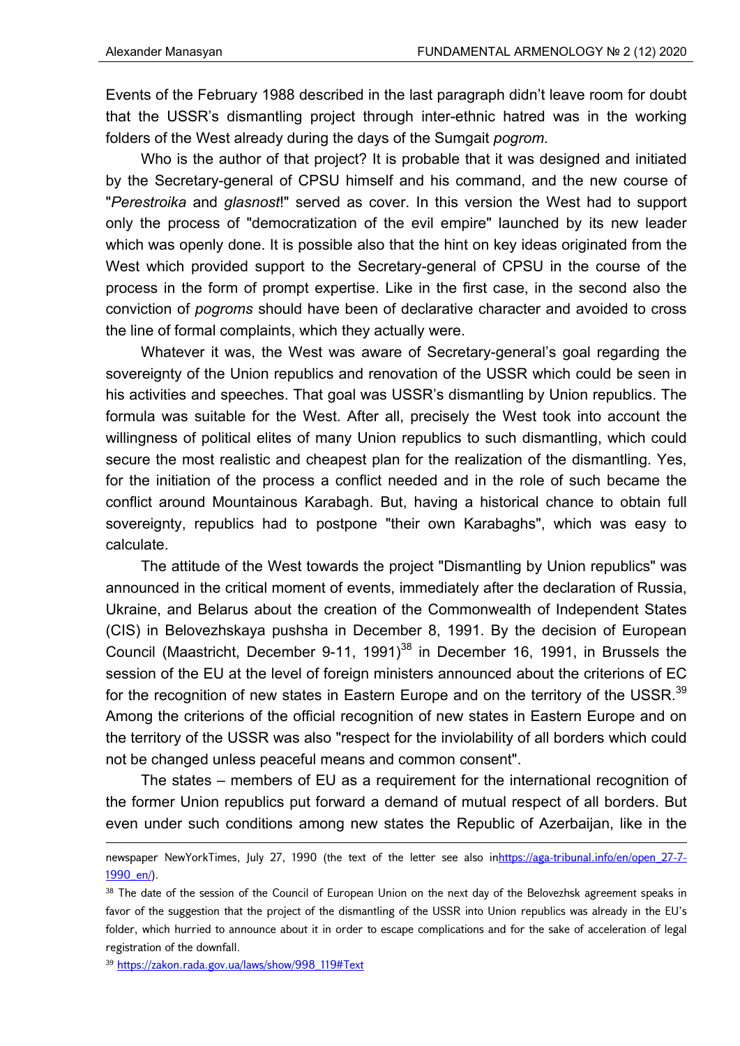Events of the February 1988 described in the last paragraph didn't leave room for doubt that the USSR's dismantling project through inter-ethnic hatred was in the working folders of the West already during the days of the Sumgait *pogrom*.

Who is the author of that project? It is probable that it was designed and initiated by the Secretary-general of CPSU himself and his command, and the new course of "*Perestroika* and *glasnost*!" served as cover. In this version the West had to support only the process of "democratization of the evil empire" launched by its new leader which was openly done. It is possible also that the hint on key ideas originated from the West which provided support to the Secretary-general of CPSU in the course of the process in the form of prompt expertise. Like in the first case, in the second also the conviction of *pogroms* should have been of declarative character and avoided to cross the line of formal complaints, which they actually were.

Whatever it was, the West was aware of Secretary-general's goal regarding the sovereignty of the Union republics and renovation of the USSR which could be seen in his activities and speeches. That goal was USSR's dismantling by Union republics. The formula was suitable for the West. After all, precisely the West took into account the willingness of political elites of many Union republics to such dismantling, which could secure the most realistic and cheapest plan for the realization of the dismantling. Yes, for the initiation of the process a conflict needed and in the role of such became the conflict around Mountainous Karabagh. But, having a historical chance to obtain full sovereignty, republics had to postpone "their own Karabaghs", which was easy to calculate.

The attitude of the West towards the project "Dismantling by Union republics" was announced in the critical moment of events, immediately after the declaration of Russia, Ukraine, and Belarus about the creation of the Commonwealth of Independent States (CIS) in Belovezhskaya pushsha in December 8, 1991. By the decision of European Council (Maastricht, December 9-11, 1991)[38] in December 16, 1991, in Brussels the session of the EU at the level of foreign ministers announced about the criterions of EC for the recognition of new states in Eastern Europe and on the territory of the USSR.[39] Among the criterions of the official recognition of new states in Eastern Europe and on the territory of the USSR was also "respect for the inviolability of all borders which could not be changed unless peaceful means and common consent".

The states – members of EU as a requirement for the international recognition of the former Union republics put forward a demand of mutual respect of all borders. But even under such conditions among new states the Republic of Azerbaijan, like in the

---

newspaper NewYorkTimes, July 27, 1990 (the text of the letter see also in https://aga-tribunal.info/en/open_27-7-1990_en/).

[38] The date of the session of the Council of European Union on the next day of the Belovezhsk agreement speaks in favor of the suggestion that the project of the dismantling of the USSR into Union republics was already in the EU's folder, which hurried to announce about it in order to escape complications and for the sake of acceleration of legal registration of the downfall.

[39] https://zakon.rada.gov.ua/laws/show/998_119#Text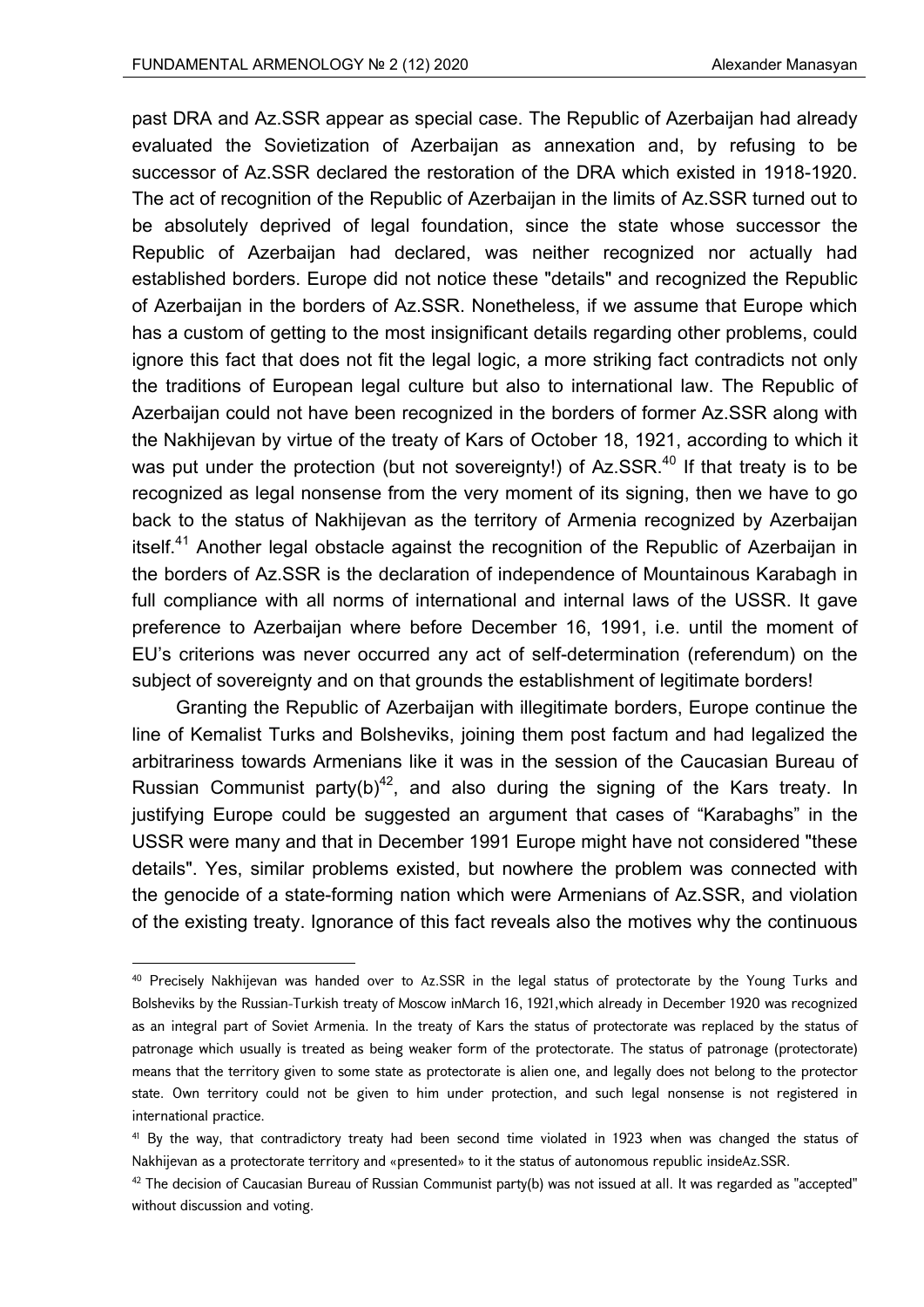past DRA and Az.SSR appear as special case. The Republic of Azerbaijan had already evaluated the Sovietization of Azerbaijan as annexation and, by refusing to be successor of Az.SSR declared the restoration of the DRA which existed in 1918-1920. The act of recognition of the Republic of Azerbaijan in the limits of Az.SSR turned out to be absolutely deprived of legal foundation, since the state whose successor the Republic of Azerbaijan had declared, was neither recognized nor actually had established borders. Europe did not notice these "details" and recognized the Republic of Azerbaijan in the borders of Az.SSR. Nonetheless, if we assume that Europe which has a custom of getting to the most insignificant details regarding other problems, could ignore this fact that does not fit the legal logic, a more striking fact contradicts not only the traditions of European legal culture but also to international law. The Republic of Azerbaijan could not have been recognized in the borders of former Az.SSR along with the Nakhijevan by virtue of the treaty of Kars of October 18, 1921, according to which it was put under the protection (but not sovereignty!) of Az.SSR.[40] If that treaty is to be recognized as legal nonsense from the very moment of its signing, then we have to go back to the status of Nakhijevan as the territory of Armenia recognized by Azerbaijan itself.[41] Another legal obstacle against the recognition of the Republic of Azerbaijan in the borders of Az.SSR is the declaration of independence of Mountainous Karabagh in full compliance with all norms of international and internal laws of the USSR. It gave preference to Azerbaijan where before December 16, 1991, i.e. until the moment of EU's criterions was never occurred any act of self-determination (referendum) on the subject of sovereignty and on that grounds the establishment of legitimate borders!

Granting the Republic of Azerbaijan with illegitimate borders, Europe continue the line of Kemalist Turks and Bolsheviks, joining them post factum and had legalized the arbitrariness towards Armenians like it was in the session of the Caucasian Bureau of Russian Communist party(b)[42], and also during the signing of the Kars treaty. In justifying Europe could be suggested an argument that cases of "Karabaghs" in the USSR were many and that in December 1991 Europe might have not considered "these details". Yes, similar problems existed, but nowhere the problem was connected with the genocide of a state-forming nation which were Armenians of Az.SSR, and violation of the existing treaty. Ignorance of this fact reveals also the motives why the continuous

---

[40] Precisely Nakhijevan was handed over to Az.SSR in the legal status of protectorate by the Young Turks and Bolsheviks by the Russian-Turkish treaty of Moscow inMarch 16, 1921,which already in December 1920 was recognized as an integral part of Soviet Armenia. In the treaty of Kars the status of protectorate was replaced by the status of patronage which usually is treated as being weaker form of the protectorate. The status of patronage (protectorate) means that the territory given to some state as protectorate is alien one, and legally does not belong to the protector state. Own territory could not be given to him under protection, and such legal nonsense is not registered in international practice.

[41] By the way, that contradictory treaty had been second time violated in 1923 when was changed the status of Nakhijevan as a protectorate territory and «presented» to it the status of autonomous republic insideAz.SSR.

[42] The decision of Caucasian Bureau of Russian Communist party(b) was not issued at all. It was regarded as "accepted" without discussion and voting.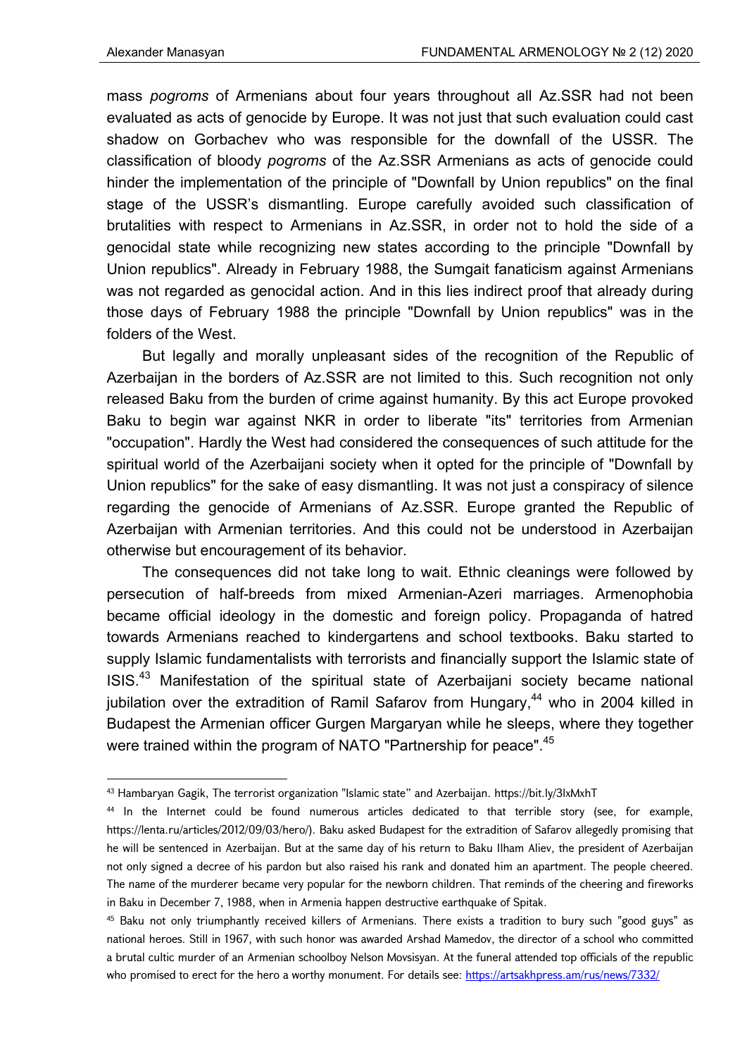mass *pogroms* of Armenians about four years throughout all Az.SSR had not been evaluated as acts of genocide by Europe. It was not just that such evaluation could cast shadow on Gorbachev who was responsible for the downfall of the USSR. The classification of bloody *pogroms* of the Az.SSR Armenians as acts of genocide could hinder the implementation of the principle of "Downfall by Union republics" on the final stage of the USSR's dismantling. Europe carefully avoided such classification of brutalities with respect to Armenians in Az.SSR, in order not to hold the side of a genocidal state while recognizing new states according to the principle "Downfall by Union republics". Already in February 1988, the Sumgait fanaticism against Armenians was not regarded as genocidal action. And in this lies indirect proof that already during those days of February 1988 the principle "Downfall by Union republics" was in the folders of the West.

But legally and morally unpleasant sides of the recognition of the Republic of Azerbaijan in the borders of Az.SSR are not limited to this. Such recognition not only released Baku from the burden of crime against humanity. By this act Europe provoked Baku to begin war against NKR in order to liberate "its" territories from Armenian "occupation". Hardly the West had considered the consequences of such attitude for the spiritual world of the Azerbaijani society when it opted for the principle of "Downfall by Union republics" for the sake of easy dismantling. It was not just a conspiracy of silence regarding the genocide of Armenians of Az.SSR. Europe granted the Republic of Azerbaijan with Armenian territories. And this could not be understood in Azerbaijan otherwise but encouragement of its behavior.

The consequences did not take long to wait. Ethnic cleanings were followed by persecution of half-breeds from mixed Armenian-Azeri marriages. Armenophobia became official ideology in the domestic and foreign policy. Propaganda of hatred towards Armenians reached to kindergartens and school textbooks. Baku started to supply Islamic fundamentalists with terrorists and financially support the Islamic state of ISIS.[43] Manifestation of the spiritual state of Azerbaijani society became national jubilation over the extradition of Ramil Safarov from Hungary,[44] who in 2004 killed in Budapest the Armenian officer Gurgen Margaryan while he sleeps, where they together were trained within the program of NATO "Partnership for peace".[45]

---

[43] Hambaryan Gagik, The terrorist organization "Islamic state" and Azerbaijan. https://bit.ly/3lxMxhT

[44] In the Internet could be found numerous articles dedicated to that terrible story (see, for example, https://lenta.ru/articles/2012/09/03/hero/). Baku asked Budapest for the extradition of Safarov allegedly promising that he will be sentenced in Azerbaijan. But at the same day of his return to Baku Ilham Aliev, the president of Azerbaijan not only signed a decree of his pardon but also raised his rank and donated him an apartment. The people cheered. The name of the murderer became very popular for the newborn children. That reminds of the cheering and fireworks in Baku in December 7, 1988, when in Armenia happen destructive earthquake of Spitak.

[45] Baku not only triumphantly received killers of Armenians. There exists a tradition to bury such "good guys" as national heroes. Still in 1967, with such honor was awarded Arshad Mamedov, the director of a school who committed a brutal cultic murder of an Armenian schoolboy Nelson Movsisyan. At the funeral attended top officials of the republic who promised to erect for the hero a worthy monument. For details see: https://artsakhpress.am/rus/news/7332/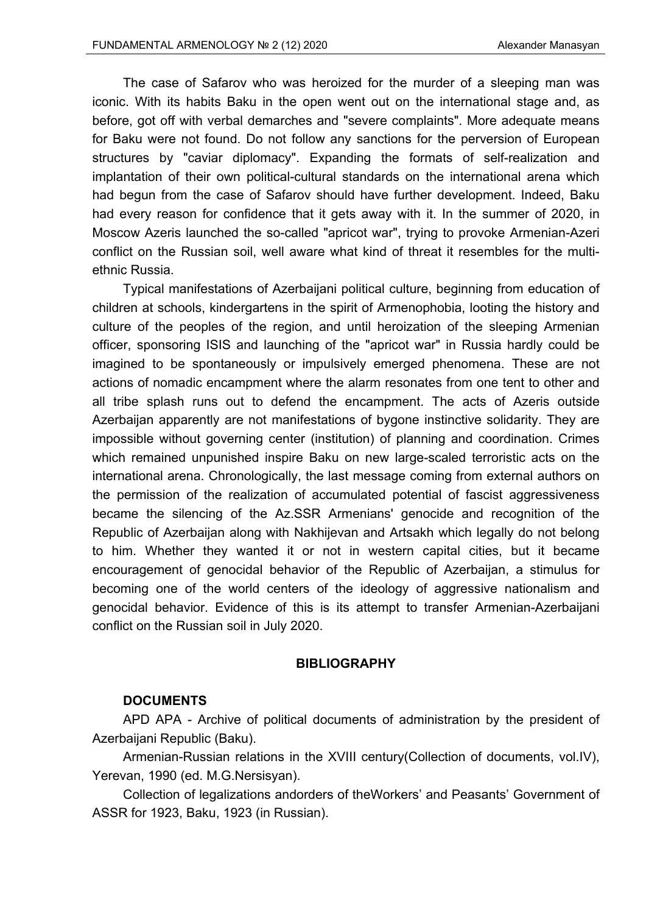The case of Safarov who was heroized for the murder of a sleeping man was iconic. With its habits Baku in the open went out on the international stage and, as before, got off with verbal demarches and "severe complaints". More adequate means for Baku were not found. Do not follow any sanctions for the perversion of European structures by "caviar diplomacy". Expanding the formats of self-realization and implantation of their own political-cultural standards on the international arena which had begun from the case of Safarov should have further development. Indeed, Baku had every reason for confidence that it gets away with it. In the summer of 2020, in Moscow Azeris launched the so-called "apricot war", trying to provoke Armenian-Azeri conflict on the Russian soil, well aware what kind of threat it resembles for the multi-ethnic Russia.

Typical manifestations of Azerbaijani political culture, beginning from education of children at schools, kindergartens in the spirit of Armenophobia, looting the history and culture of the peoples of the region, and until heroization of the sleeping Armenian officer, sponsoring ISIS and launching of the "apricot war" in Russia hardly could be imagined to be spontaneously or impulsively emerged phenomena. These are not actions of nomadic encampment where the alarm resonates from one tent to other and all tribe splash runs out to defend the encampment. The acts of Azeris outside Azerbaijan apparently are not manifestations of bygone instinctive solidarity. They are impossible without governing center (institution) of planning and coordination. Crimes which remained unpunished inspire Baku on new large-scaled terroristic acts on the international arena. Chronologically, the last message coming from external authors on the permission of the realization of accumulated potential of fascist aggressiveness became the silencing of the Az.SSR Armenians' genocide and recognition of the Republic of Azerbaijan along with Nakhijevan and Artsakh which legally do not belong to him. Whether they wanted it or not in western capital cities, but it became encouragement of genocidal behavior of the Republic of Azerbaijan, a stimulus for becoming one of the world centers of the ideology of aggressive nationalism and genocidal behavior. Evidence of this is its attempt to transfer Armenian-Azerbaijani conflict on the Russian soil in July 2020.

## BIBLIOGRAPHY

### DOCUMENTS

APD APA - Archive of political documents of administration by the president of Azerbaijani Republic (Baku).

Armenian-Russian relations in the XVIII century(Collection of documents, vol.IV), Yerevan, 1990 (ed. M.G.Nersisyan).

Collection of legalizations andorders of theWorkers' and Peasants' Government of ASSR for 1923, Baku, 1923 (in Russian).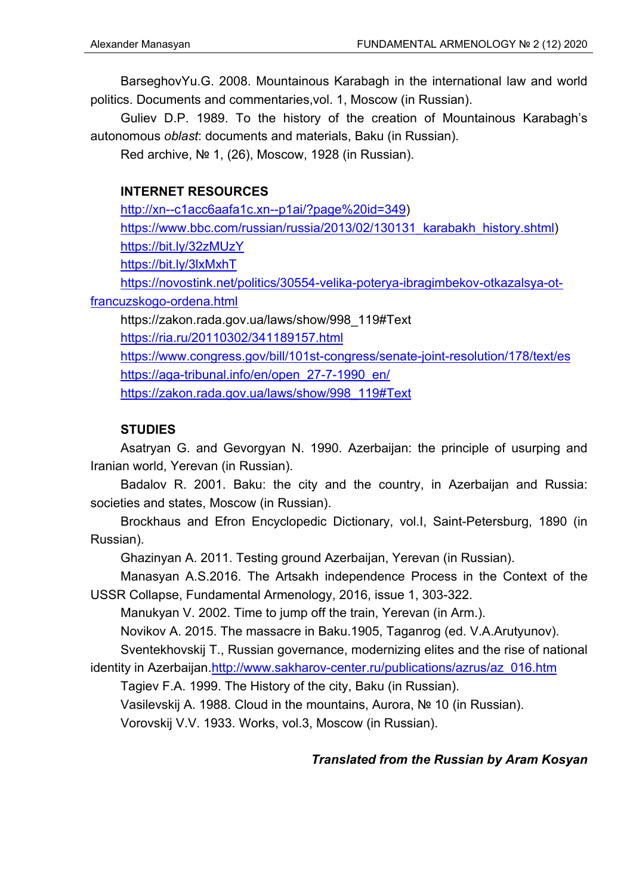BarseghovYu.G. 2008. Mountainous Karabagh in the international law and world politics. Documents and commentaries,vol. 1, Moscow (in Russian).

Guliev D.P. 1989. To the history of the creation of Mountainous Karabagh's autonomous *oblast*: documents and materials, Baku (in Russian).

Red archive, № 1, (26), Moscow, 1928 (in Russian).

**INTERNET RESOURCES**

http://xn--c1acc6aafa1c.xn--p1ai/?page%20id=349)

https://www.bbc.com/russian/russia/2013/02/130131_karabakh_history.shtml)

https://bit.ly/32zMUzY

https://bit.ly/3lxMxhT

https://novostink.net/politics/30554-velika-poterya-ibragimbekov-otkazalsya-ot-francuzskogo-ordena.html

https://zakon.rada.gov.ua/laws/show/998_119#Text

https://ria.ru/20110302/341189157.html

https://www.congress.gov/bill/101st-congress/senate-joint-resolution/178/text/es

https://aga-tribunal.info/en/open_27-7-1990_en/

https://zakon.rada.gov.ua/laws/show/998_119#Text

**STUDIES**

Asatryan G. and Gevorgyan N. 1990. Azerbaijan: the principle of usurping and Iranian world, Yerevan (in Russian).

Badalov R. 2001. Baku: the city and the country, in Azerbaijan and Russia: societies and states, Moscow (in Russian).

Brockhaus and Efron Encyclopedic Dictionary, vol.I, Saint-Petersburg, 1890 (in Russian).

Ghazinyan A. 2011. Testing ground Azerbaijan, Yerevan (in Russian).

Manasyan A.S.2016. The Artsakh independence Process in the Context of the USSR Collapse, Fundamental Armenology, 2016, issue 1, 303-322.

Manukyan V. 2002. Time to jump off the train, Yerevan (in Arm.).

Novikov A. 2015. The massacre in Baku.1905, Taganrog (ed. V.A.Arutyunov).

Sventekhovskij T., Russian governance, modernizing elites and the rise of national identity in Azerbaijan.http://www.sakharov-center.ru/publications/azrus/az_016.htm

Tagiev F.A. 1999. The History of the city, Baku (in Russian).

Vasilevskij A. 1988. Cloud in the mountains, Aurora, № 10 (in Russian).

Vorovskij V.V. 1933. Works, vol.3, Moscow (in Russian).

***Translated from the Russian by Aram Kosyan***